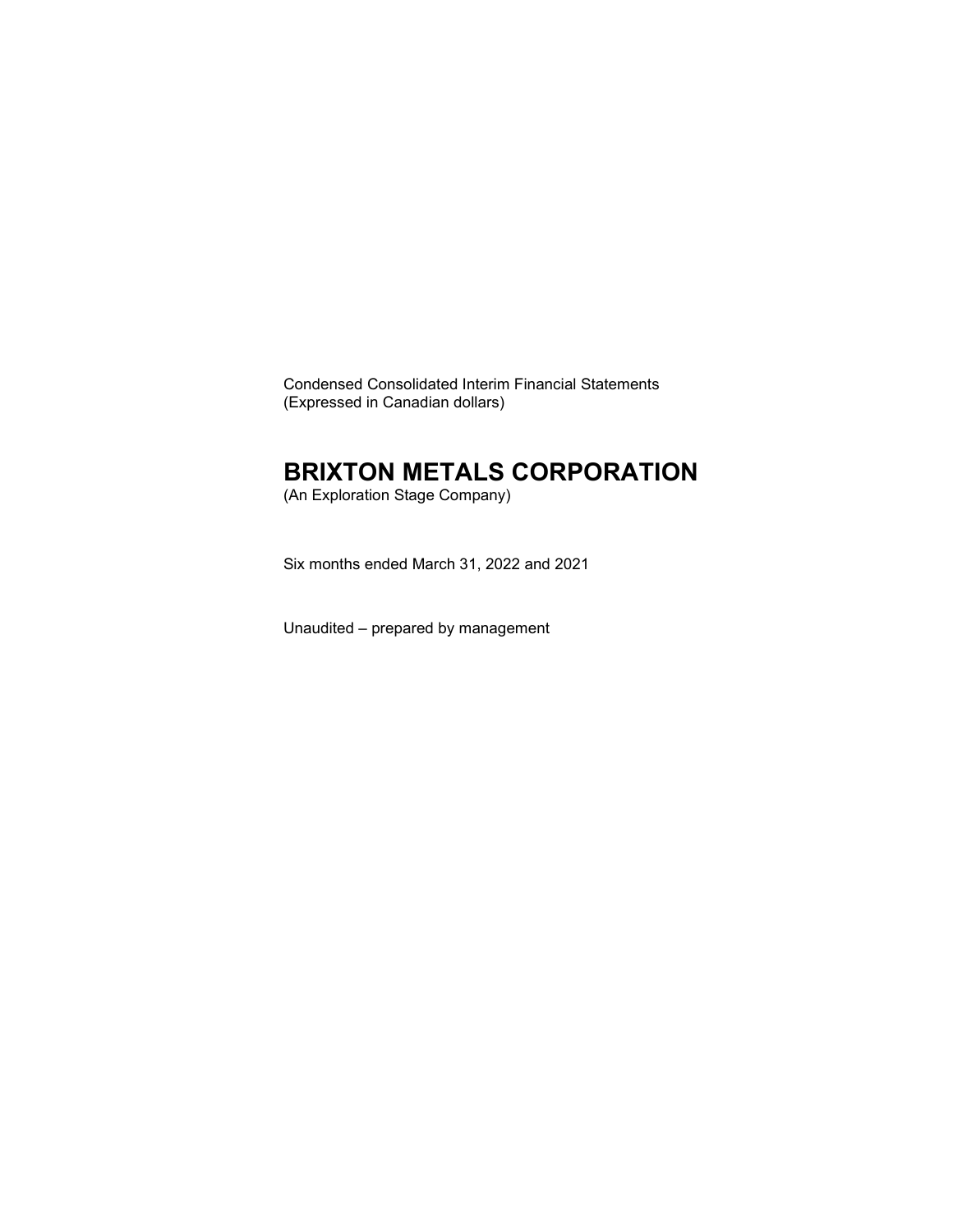Condensed Consolidated Interim Financial Statements
(Expressed in Canadian dollars)

# BRIXTON METALS CORPORATION

(An Exploration Stage Company)

Six months ended March 31, 2022 and 2021

Unaudited – prepared by management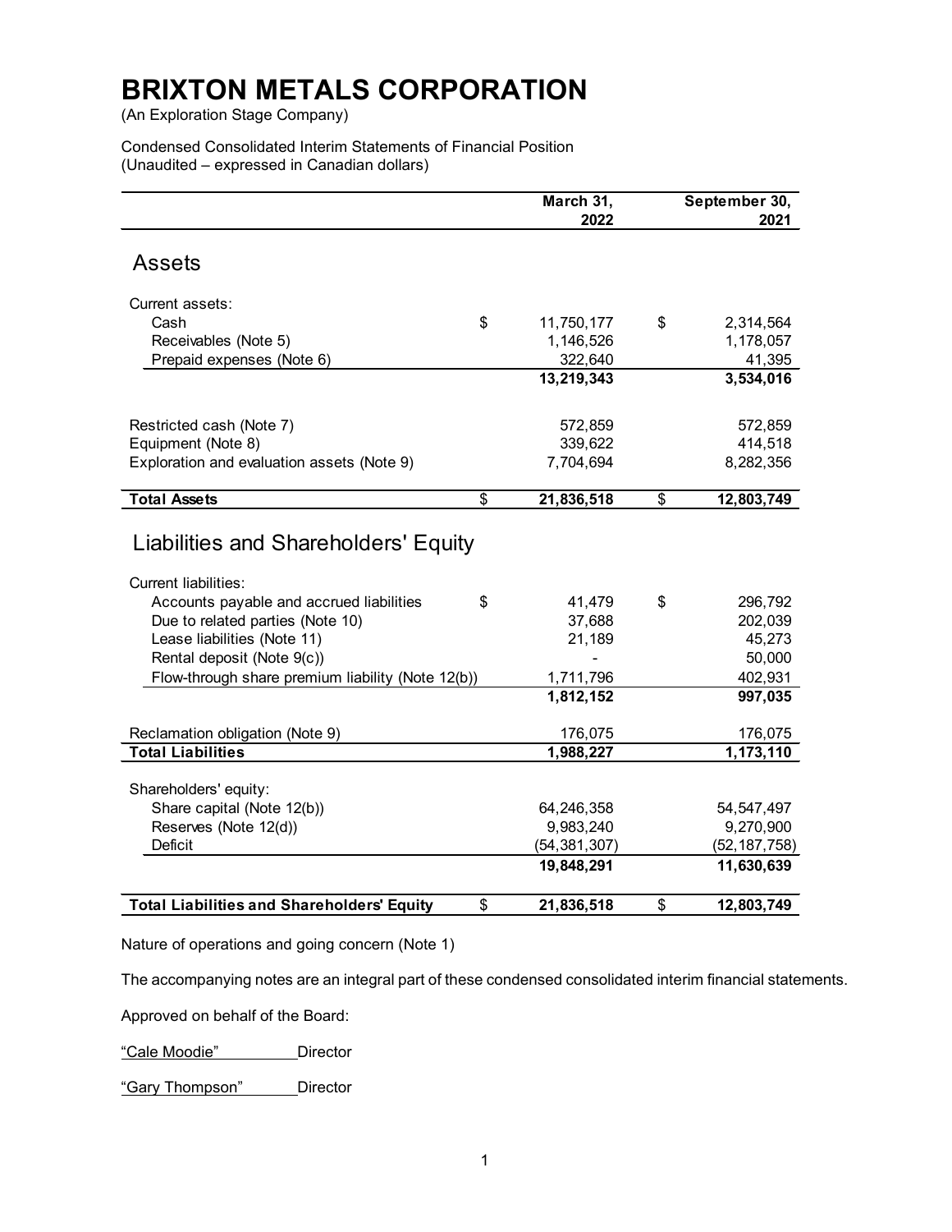# BRIXTON METALS CORPORATION

(An Exploration Stage Company)

Condensed Consolidated Interim Statements of Financial Position
(Unaudited – expressed in Canadian dollars)

| | March 31, 2022 | September 30, 2021 |
|---|---|---|
| **Assets** | | |
| Current assets: | | |
| Cash | $ 11,750,177 | $ 2,314,564 |
| Receivables (Note 5) | 1,146,526 | 1,178,057 |
| Prepaid expenses (Note 6) | 322,640 | 41,395 |
| | **13,219,343** | **3,534,016** |
| Restricted cash (Note 7) | 572,859 | 572,859 |
| Equipment (Note 8) | 339,622 | 414,518 |
| Exploration and evaluation assets (Note 9) | 7,704,694 | 8,282,356 |
| **Total Assets** | **$ 21,836,518** | **$ 12,803,749** |
| **Liabilities and Shareholders' Equity** | | |
| Current liabilities: | | |
| Accounts payable and accrued liabilities | $ 41,479 | $ 296,792 |
| Due to related parties (Note 10) | 37,688 | 202,039 |
| Lease liabilities (Note 11) | 21,189 | 45,273 |
| Rental deposit (Note 9(c)) | - | 50,000 |
| Flow-through share premium liability (Note 12(b)) | 1,711,796 | 402,931 |
| | **1,812,152** | **997,035** |
| Reclamation obligation (Note 9) | 176,075 | 176,075 |
| **Total Liabilities** | **1,988,227** | **1,173,110** |
| Shareholders' equity: | | |
| Share capital (Note 12(b)) | 64,246,358 | 54,547,497 |
| Reserves (Note 12(d)) | 9,983,240 | 9,270,900 |
| Deficit | (54,381,307) | (52,187,758) |
| | **19,848,291** | **11,630,639** |
| **Total Liabilities and Shareholders' Equity** | **$ 21,836,518** | **$ 12,803,749** |

Nature of operations and going concern (Note 1)

The accompanying notes are an integral part of these condensed consolidated interim financial statements.

Approved on behalf of the Board:

"Cale Moodie" Director

"Gary Thompson" Director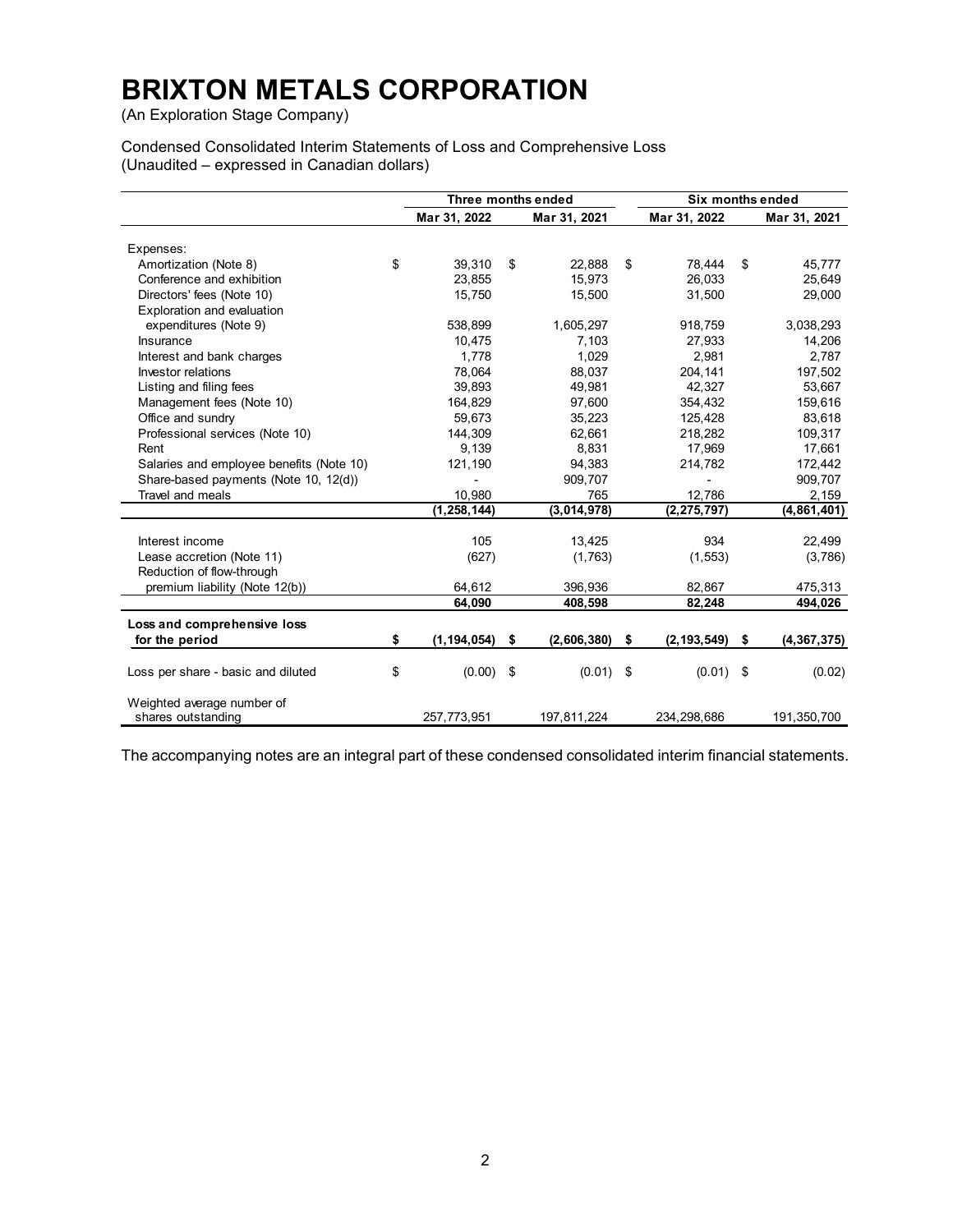# BRIXTON METALS CORPORATION

(An Exploration Stage Company)

Condensed Consolidated Interim Statements of Loss and Comprehensive Loss
(Unaudited – expressed in Canadian dollars)

| | Three months ended | | Six months ended | |
|---|---|---|---|---|
| | Mar 31, 2022 | Mar 31, 2021 | Mar 31, 2022 | Mar 31, 2021 |
| Expenses: | | | | |
| Amortization (Note 8) | $ 39,310 | $ 22,888 | $ 78,444 | $ 45,777 |
| Conference and exhibition | 23,855 | 15,973 | 26,033 | 25,649 |
| Directors' fees (Note 10) | 15,750 | 15,500 | 31,500 | 29,000 |
| Exploration and evaluation expenditures (Note 9) | 538,899 | 1,605,297 | 918,759 | 3,038,293 |
| Insurance | 10,475 | 7,103 | 27,933 | 14,206 |
| Interest and bank charges | 1,778 | 1,029 | 2,981 | 2,787 |
| Investor relations | 78,064 | 88,037 | 204,141 | 197,502 |
| Listing and filing fees | 39,893 | 49,981 | 42,327 | 53,667 |
| Management fees (Note 10) | 164,829 | 97,600 | 354,432 | 159,616 |
| Office and sundry | 59,673 | 35,223 | 125,428 | 83,618 |
| Professional services (Note 10) | 144,309 | 62,661 | 218,282 | 109,317 |
| Rent | 9,139 | 8,831 | 17,969 | 17,661 |
| Salaries and employee benefits (Note 10) | 121,190 | 94,383 | 214,782 | 172,442 |
| Share-based payments (Note 10, 12(d)) | - | 909,707 | - | 909,707 |
| Travel and meals | 10,980 | 765 | 12,786 | 2,159 |
| | **(1,258,144)** | **(3,014,978)** | **(2,275,797)** | **(4,861,401)** |
| Interest income | 105 | 13,425 | 934 | 22,499 |
| Lease accretion (Note 11) | (627) | (1,763) | (1,553) | (3,786) |
| Reduction of flow-through premium liability (Note 12(b)) | 64,612 | 396,936 | 82,867 | 475,313 |
| | **64,090** | **408,598** | **82,248** | **494,026** |
| **Loss and comprehensive loss for the period** | **$ (1,194,054)** | **$ (2,606,380)** | **$ (2,193,549)** | **$ (4,367,375)** |
| Loss per share - basic and diluted | $ (0.00) | $ (0.01) | $ (0.01) | $ (0.02) |
| Weighted average number of shares outstanding | 257,773,951 | 197,811,224 | 234,298,686 | 191,350,700 |

The accompanying notes are an integral part of these condensed consolidated interim financial statements.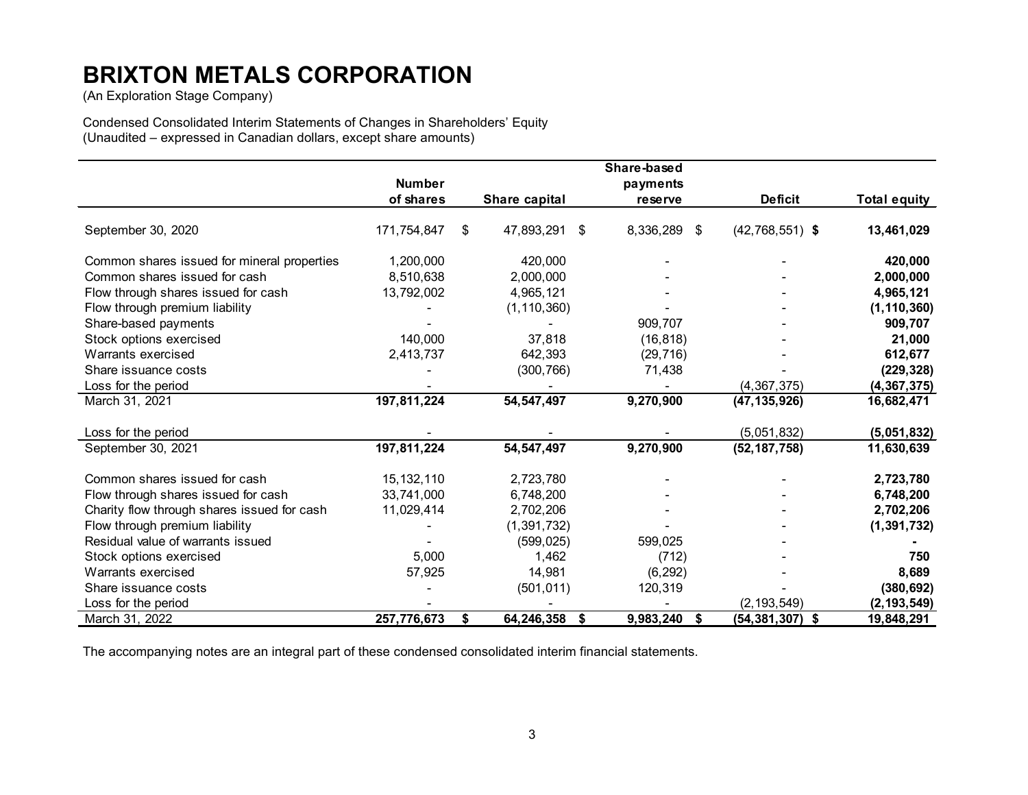# BRIXTON METALS CORPORATION

(An Exploration Stage Company)

Condensed Consolidated Interim Statements of Changes in Shareholders' Equity
(Unaudited – expressed in Canadian dollars, except share amounts)

| | Number of shares | Share capital | Share-based payments reserve | Deficit | Total equity |
|---|---|---|---|---|---|
| September 30, 2020 | 171,754,847 | $ 47,893,291 | $ 8,336,289 | $ (42,768,551) | **$ 13,461,029** |
| Common shares issued for mineral properties | 1,200,000 | 420,000 | - | - | **420,000** |
| Common shares issued for cash | 8,510,638 | 2,000,000 | - | - | **2,000,000** |
| Flow through shares issued for cash | 13,792,002 | 4,965,121 | - | - | **4,965,121** |
| Flow through premium liability | - | (1,110,360) | - | - | **(1,110,360)** |
| Share-based payments | - | - | 909,707 | - | **909,707** |
| Stock options exercised | 140,000 | 37,818 | (16,818) | - | **21,000** |
| Warrants exercised | 2,413,737 | 642,393 | (29,716) | - | **612,677** |
| Share issuance costs | - | (300,766) | 71,438 | - | **(229,328)** |
| Loss for the period | - | - | - | (4,367,375) | **(4,367,375)** |
| March 31, 2021 | **197,811,224** | **54,547,497** | **9,270,900** | **(47,135,926)** | **16,682,471** |
| Loss for the period | - | - | - | (5,051,832) | **(5,051,832)** |
| September 30, 2021 | **197,811,224** | **54,547,497** | **9,270,900** | **(52,187,758)** | **11,630,639** |
| Common shares issued for cash | 15,132,110 | 2,723,780 | - | - | **2,723,780** |
| Flow through shares issued for cash | 33,741,000 | 6,748,200 | - | - | **6,748,200** |
| Charity flow through shares issued for cash | 11,029,414 | 2,702,206 | - | - | **2,702,206** |
| Flow through premium liability | - | (1,391,732) | - | - | **(1,391,732)** |
| Residual value of warrants issued | - | (599,025) | 599,025 | - | **-** |
| Stock options exercised | 5,000 | 1,462 | (712) | - | **750** |
| Warrants exercised | 57,925 | 14,981 | (6,292) | - | **8,689** |
| Share issuance costs | - | (501,011) | 120,319 | - | **(380,692)** |
| Loss for the period | - | - | - | (2,193,549) | **(2,193,549)** |
| March 31, 2022 | **257,776,673** | **$ 64,246,358** | **$ 9,983,240** | **$ (54,381,307)** | **$ 19,848,291** |

The accompanying notes are an integral part of these condensed consolidated interim financial statements.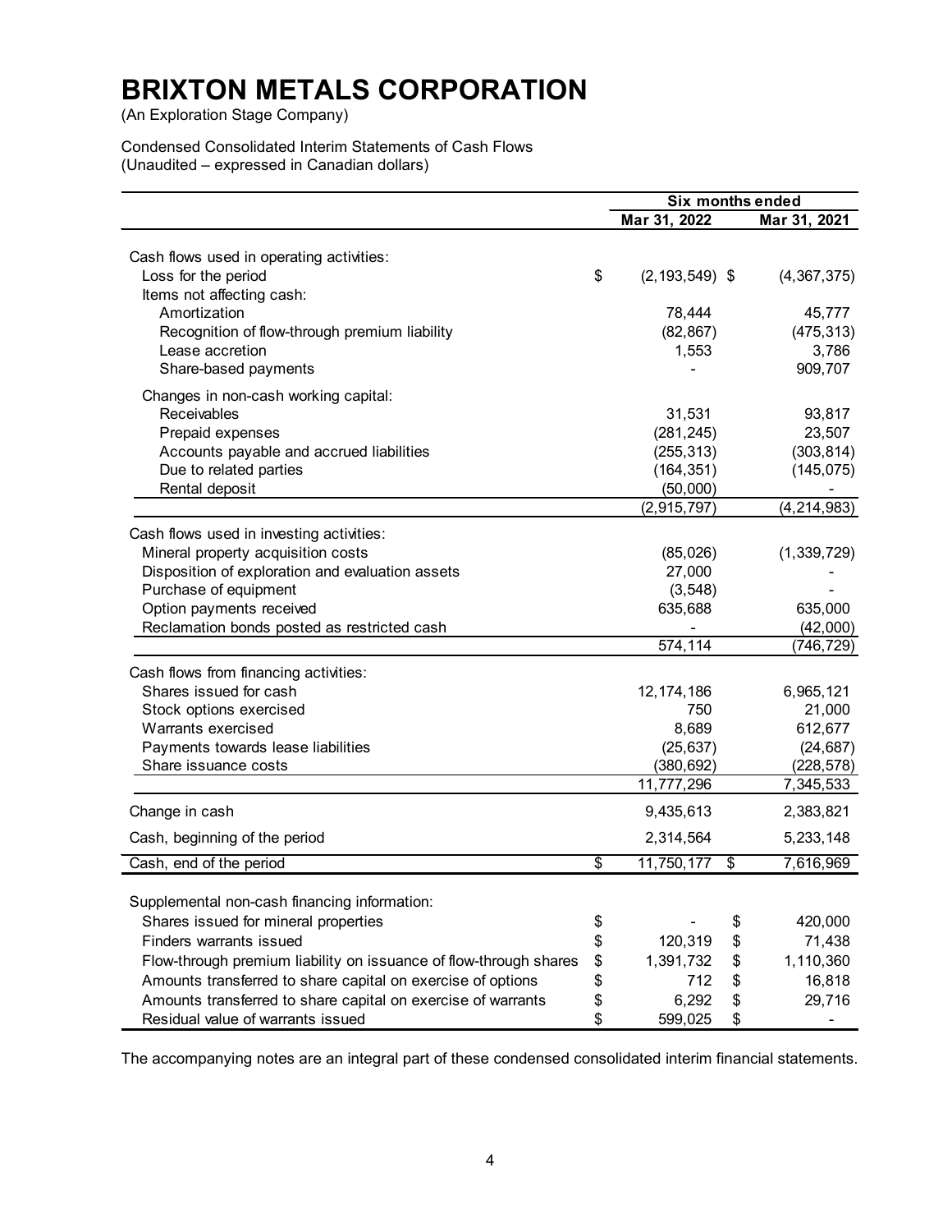# BRIXTON METALS CORPORATION

(An Exploration Stage Company)

Condensed Consolidated Interim Statements of Cash Flows
(Unaudited – expressed in Canadian dollars)

| | Six months ended | |
|---|---|---|
| | Mar 31, 2022 | Mar 31, 2021 |
| **Cash flows used in operating activities:** | | |
| Loss for the period | $ (2,193,549) | $ (4,367,375) |
| Items not affecting cash: | | |
| Amortization | 78,444 | 45,777 |
| Recognition of flow-through premium liability | (82,867) | (475,313) |
| Lease accretion | 1,553 | 3,786 |
| Share-based payments | - | 909,707 |
| Changes in non-cash working capital: | | |
| Receivables | 31,531 | 93,817 |
| Prepaid expenses | (281,245) | 23,507 |
| Accounts payable and accrued liabilities | (255,313) | (303,814) |
| Due to related parties | (164,351) | (145,075) |
| Rental deposit | (50,000) | - |
| | (2,915,797) | (4,214,983) |
| **Cash flows used in investing activities:** | | |
| Mineral property acquisition costs | (85,026) | (1,339,729) |
| Disposition of exploration and evaluation assets | 27,000 | - |
| Purchase of equipment | (3,548) | - |
| Option payments received | 635,688 | 635,000 |
| Reclamation bonds posted as restricted cash | - | (42,000) |
| | 574,114 | (746,729) |
| **Cash flows from financing activities:** | | |
| Shares issued for cash | 12,174,186 | 6,965,121 |
| Stock options exercised | 750 | 21,000 |
| Warrants exercised | 8,689 | 612,677 |
| Payments towards lease liabilities | (25,637) | (24,687) |
| Share issuance costs | (380,692) | (228,578) |
| | 11,777,296 | 7,345,533 |
| Change in cash | 9,435,613 | 2,383,821 |
| Cash, beginning of the period | 2,314,564 | 5,233,148 |
| Cash, end of the period | $ 11,750,177 | $ 7,616,969 |
| **Supplemental non-cash financing information:** | | |
| Shares issued for mineral properties | $ - | $ 420,000 |
| Finders warrants issued | $ 120,319 | $ 71,438 |
| Flow-through premium liability on issuance of flow-through shares | $ 1,391,732 | $ 1,110,360 |
| Amounts transferred to share capital on exercise of options | $ 712 | $ 16,818 |
| Amounts transferred to share capital on exercise of warrants | $ 6,292 | $ 29,716 |
| Residual value of warrants issued | $ 599,025 | $ - |

The accompanying notes are an integral part of these condensed consolidated interim financial statements.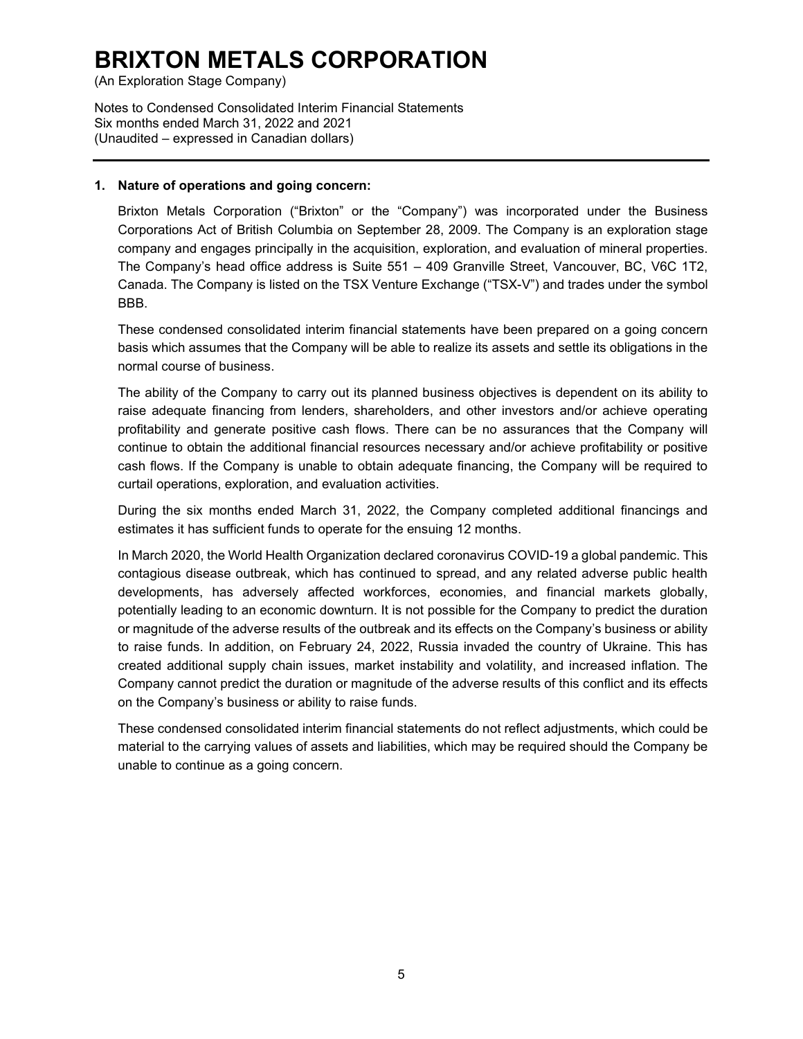# BRIXTON METALS CORPORATION

(An Exploration Stage Company)

Notes to Condensed Consolidated Interim Financial Statements
Six months ended March 31, 2022 and 2021
(Unaudited – expressed in Canadian dollars)

## 1. Nature of operations and going concern:

Brixton Metals Corporation ("Brixton" or the "Company") was incorporated under the Business Corporations Act of British Columbia on September 28, 2009. The Company is an exploration stage company and engages principally in the acquisition, exploration, and evaluation of mineral properties. The Company's head office address is Suite 551 – 409 Granville Street, Vancouver, BC, V6C 1T2, Canada. The Company is listed on the TSX Venture Exchange ("TSX-V") and trades under the symbol BBB.

These condensed consolidated interim financial statements have been prepared on a going concern basis which assumes that the Company will be able to realize its assets and settle its obligations in the normal course of business.

The ability of the Company to carry out its planned business objectives is dependent on its ability to raise adequate financing from lenders, shareholders, and other investors and/or achieve operating profitability and generate positive cash flows. There can be no assurances that the Company will continue to obtain the additional financial resources necessary and/or achieve profitability or positive cash flows. If the Company is unable to obtain adequate financing, the Company will be required to curtail operations, exploration, and evaluation activities.

During the six months ended March 31, 2022, the Company completed additional financings and estimates it has sufficient funds to operate for the ensuing 12 months.

In March 2020, the World Health Organization declared coronavirus COVID-19 a global pandemic. This contagious disease outbreak, which has continued to spread, and any related adverse public health developments, has adversely affected workforces, economies, and financial markets globally, potentially leading to an economic downturn. It is not possible for the Company to predict the duration or magnitude of the adverse results of the outbreak and its effects on the Company's business or ability to raise funds. In addition, on February 24, 2022, Russia invaded the country of Ukraine. This has created additional supply chain issues, market instability and volatility, and increased inflation. The Company cannot predict the duration or magnitude of the adverse results of this conflict and its effects on the Company's business or ability to raise funds.

These condensed consolidated interim financial statements do not reflect adjustments, which could be material to the carrying values of assets and liabilities, which may be required should the Company be unable to continue as a going concern.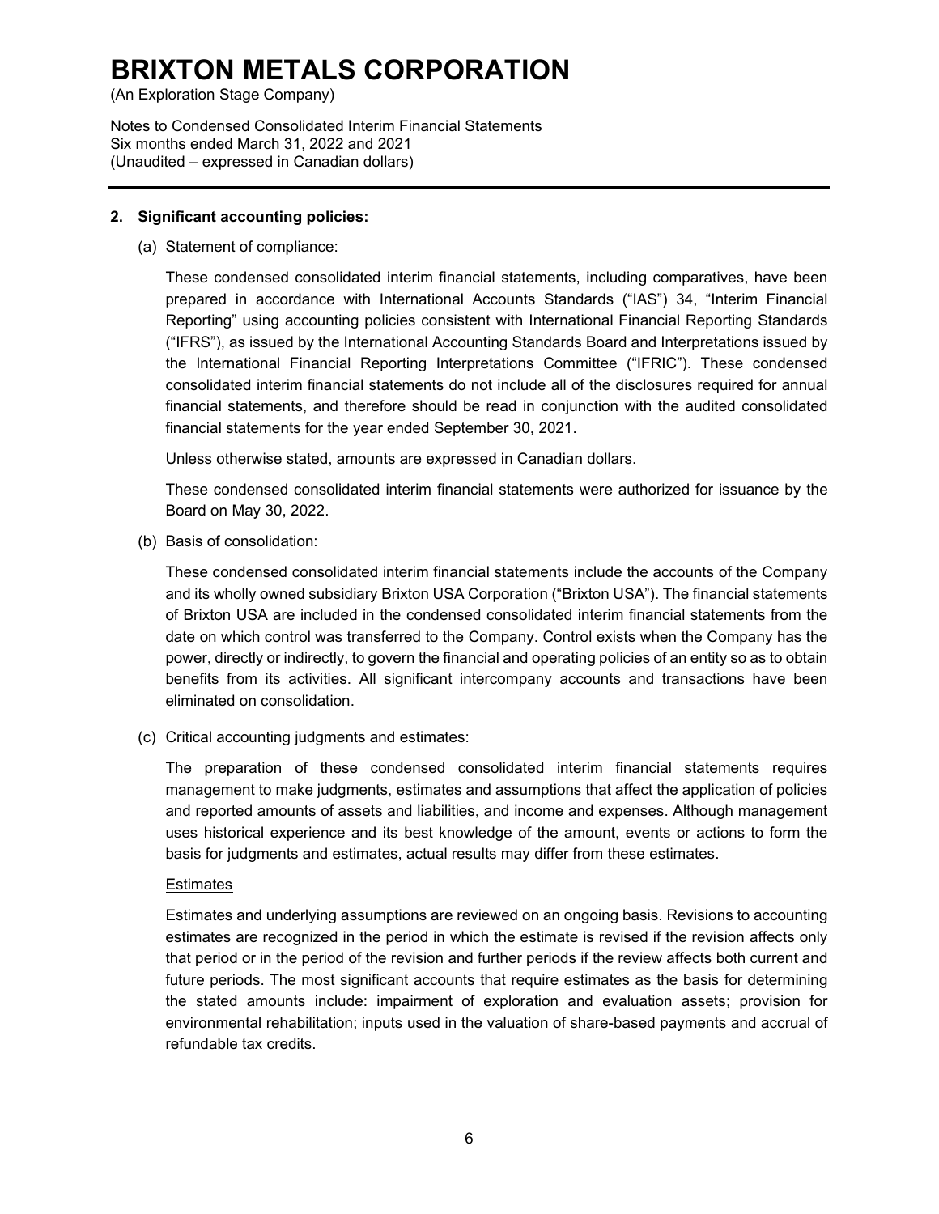## 2. Significant accounting policies:

(a) Statement of compliance:

These condensed consolidated interim financial statements, including comparatives, have been prepared in accordance with International Accounts Standards ("IAS") 34, "Interim Financial Reporting" using accounting policies consistent with International Financial Reporting Standards ("IFRS"), as issued by the International Accounting Standards Board and Interpretations issued by the International Financial Reporting Interpretations Committee ("IFRIC"). These condensed consolidated interim financial statements do not include all of the disclosures required for annual financial statements, and therefore should be read in conjunction with the audited consolidated financial statements for the year ended September 30, 2021.

Unless otherwise stated, amounts are expressed in Canadian dollars.

These condensed consolidated interim financial statements were authorized for issuance by the Board on May 30, 2022.

(b) Basis of consolidation:

These condensed consolidated interim financial statements include the accounts of the Company and its wholly owned subsidiary Brixton USA Corporation ("Brixton USA"). The financial statements of Brixton USA are included in the condensed consolidated interim financial statements from the date on which control was transferred to the Company. Control exists when the Company has the power, directly or indirectly, to govern the financial and operating policies of an entity so as to obtain benefits from its activities. All significant intercompany accounts and transactions have been eliminated on consolidation.

(c) Critical accounting judgments and estimates:

The preparation of these condensed consolidated interim financial statements requires management to make judgments, estimates and assumptions that affect the application of policies and reported amounts of assets and liabilities, and income and expenses. Although management uses historical experience and its best knowledge of the amount, events or actions to form the basis for judgments and estimates, actual results may differ from these estimates.

Estimates

Estimates and underlying assumptions are reviewed on an ongoing basis. Revisions to accounting estimates are recognized in the period in which the estimate is revised if the revision affects only that period or in the period of the revision and further periods if the review affects both current and future periods. The most significant accounts that require estimates as the basis for determining the stated amounts include: impairment of exploration and evaluation assets; provision for environmental rehabilitation; inputs used in the valuation of share-based payments and accrual of refundable tax credits.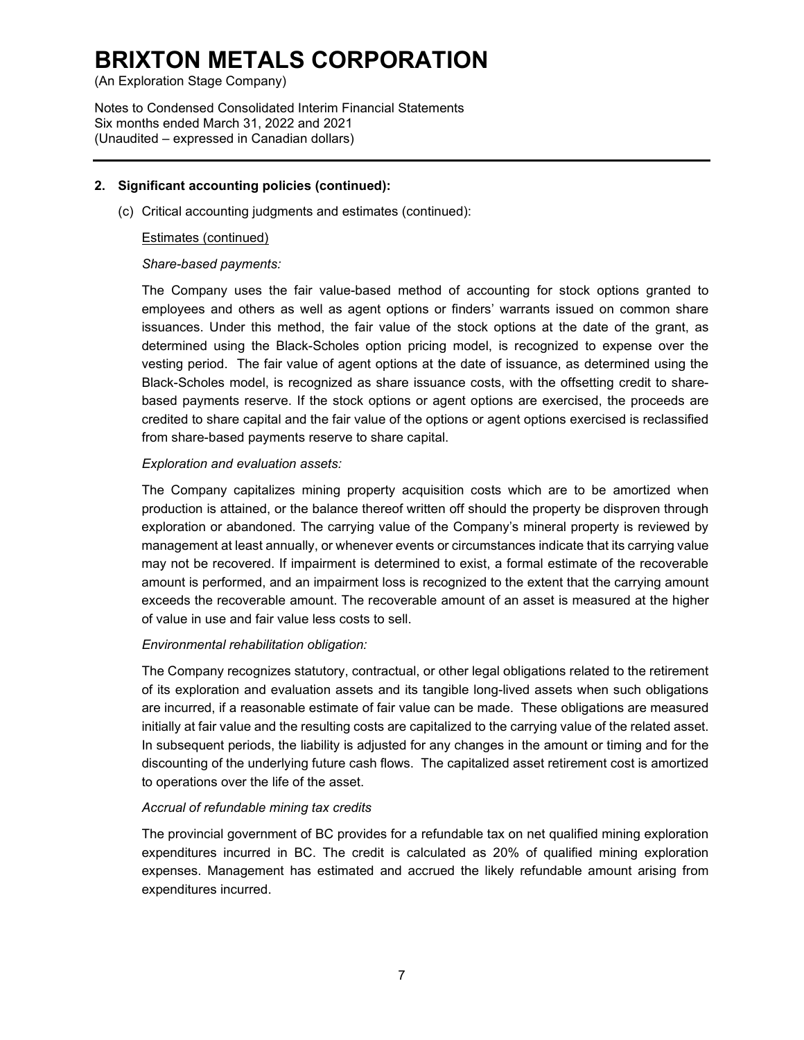## 2. Significant accounting policies (continued):

(c) Critical accounting judgments and estimates (continued):

Estimates (continued)

*Share-based payments:*

The Company uses the fair value-based method of accounting for stock options granted to employees and others as well as agent options or finders' warrants issued on common share issuances. Under this method, the fair value of the stock options at the date of the grant, as determined using the Black-Scholes option pricing model, is recognized to expense over the vesting period. The fair value of agent options at the date of issuance, as determined using the Black-Scholes model, is recognized as share issuance costs, with the offsetting credit to share-based payments reserve. If the stock options or agent options are exercised, the proceeds are credited to share capital and the fair value of the options or agent options exercised is reclassified from share-based payments reserve to share capital.

*Exploration and evaluation assets:*

The Company capitalizes mining property acquisition costs which are to be amortized when production is attained, or the balance thereof written off should the property be disproven through exploration or abandoned. The carrying value of the Company's mineral property is reviewed by management at least annually, or whenever events or circumstances indicate that its carrying value may not be recovered. If impairment is determined to exist, a formal estimate of the recoverable amount is performed, and an impairment loss is recognized to the extent that the carrying amount exceeds the recoverable amount. The recoverable amount of an asset is measured at the higher of value in use and fair value less costs to sell.

*Environmental rehabilitation obligation:*

The Company recognizes statutory, contractual, or other legal obligations related to the retirement of its exploration and evaluation assets and its tangible long-lived assets when such obligations are incurred, if a reasonable estimate of fair value can be made. These obligations are measured initially at fair value and the resulting costs are capitalized to the carrying value of the related asset. In subsequent periods, the liability is adjusted for any changes in the amount or timing and for the discounting of the underlying future cash flows. The capitalized asset retirement cost is amortized to operations over the life of the asset.

*Accrual of refundable mining tax credits*

The provincial government of BC provides for a refundable tax on net qualified mining exploration expenditures incurred in BC. The credit is calculated as 20% of qualified mining exploration expenses. Management has estimated and accrued the likely refundable amount arising from expenditures incurred.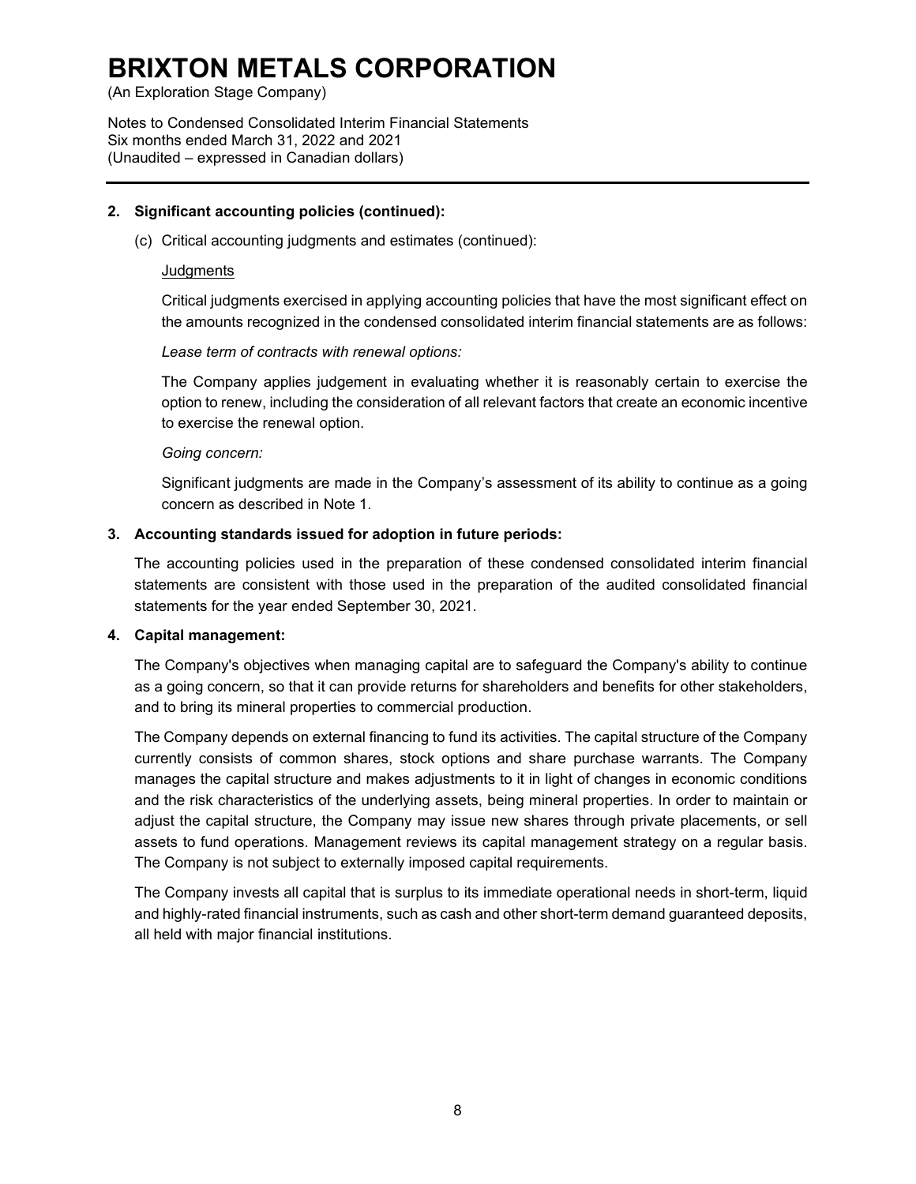## 2. Significant accounting policies (continued):

(c) Critical accounting judgments and estimates (continued):

Judgments

Critical judgments exercised in applying accounting policies that have the most significant effect on the amounts recognized in the condensed consolidated interim financial statements are as follows:

*Lease term of contracts with renewal options:*

The Company applies judgement in evaluating whether it is reasonably certain to exercise the option to renew, including the consideration of all relevant factors that create an economic incentive to exercise the renewal option.

*Going concern:*

Significant judgments are made in the Company's assessment of its ability to continue as a going concern as described in Note 1.

## 3. Accounting standards issued for adoption in future periods:

The accounting policies used in the preparation of these condensed consolidated interim financial statements are consistent with those used in the preparation of the audited consolidated financial statements for the year ended September 30, 2021.

## 4. Capital management:

The Company's objectives when managing capital are to safeguard the Company's ability to continue as a going concern, so that it can provide returns for shareholders and benefits for other stakeholders, and to bring its mineral properties to commercial production.

The Company depends on external financing to fund its activities. The capital structure of the Company currently consists of common shares, stock options and share purchase warrants. The Company manages the capital structure and makes adjustments to it in light of changes in economic conditions and the risk characteristics of the underlying assets, being mineral properties. In order to maintain or adjust the capital structure, the Company may issue new shares through private placements, or sell assets to fund operations. Management reviews its capital management strategy on a regular basis. The Company is not subject to externally imposed capital requirements.

The Company invests all capital that is surplus to its immediate operational needs in short-term, liquid and highly-rated financial instruments, such as cash and other short-term demand guaranteed deposits, all held with major financial institutions.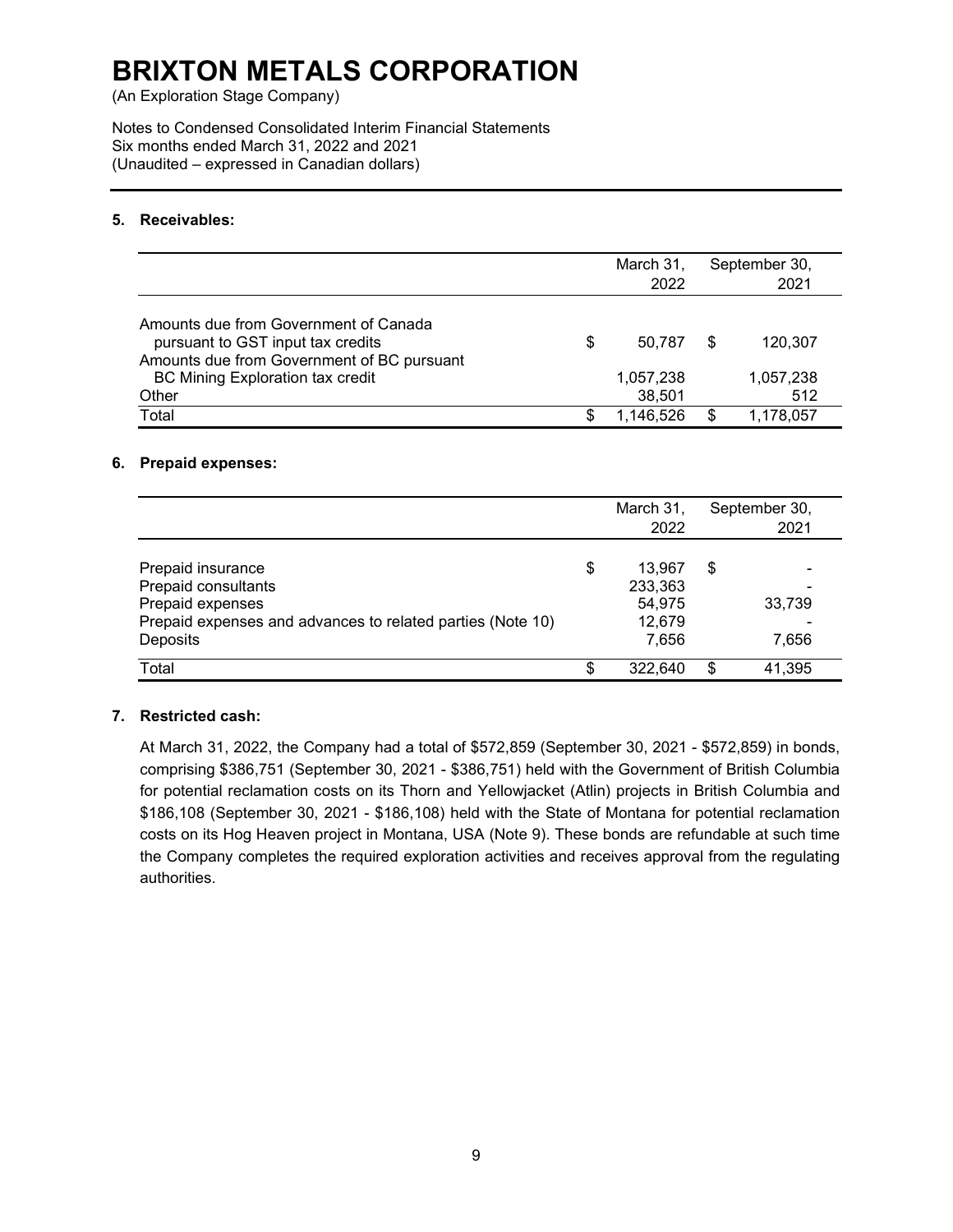# BRIXTON METALS CORPORATION

(An Exploration Stage Company)

Notes to Condensed Consolidated Interim Financial Statements
Six months ended March 31, 2022 and 2021
(Unaudited – expressed in Canadian dollars)

## 5. Receivables:

| | March 31, 2022 | September 30, 2021 |
|---|---|---|
| Amounts due from Government of Canada pursuant to GST input tax credits | $ 50,787 | $ 120,307 |
| Amounts due from Government of BC pursuant BC Mining Exploration tax credit | 1,057,238 | 1,057,238 |
| Other | 38,501 | 512 |
| Total | $ 1,146,526 | $ 1,178,057 |

## 6. Prepaid expenses:

| | March 31, 2022 | September 30, 2021 |
|---|---|---|
| Prepaid insurance | $ 13,967 | $ - |
| Prepaid consultants | 233,363 | - |
| Prepaid expenses | 54,975 | 33,739 |
| Prepaid expenses and advances to related parties (Note 10) | 12,679 | - |
| Deposits | 7,656 | 7,656 |
| Total | $ 322,640 | $ 41,395 |

## 7. Restricted cash:

At March 31, 2022, the Company had a total of $572,859 (September 30, 2021 - $572,859) in bonds, comprising $386,751 (September 30, 2021 - $386,751) held with the Government of British Columbia for potential reclamation costs on its Thorn and Yellowjacket (Atlin) projects in British Columbia and $186,108 (September 30, 2021 - $186,108) held with the State of Montana for potential reclamation costs on its Hog Heaven project in Montana, USA (Note 9). These bonds are refundable at such time the Company completes the required exploration activities and receives approval from the regulating authorities.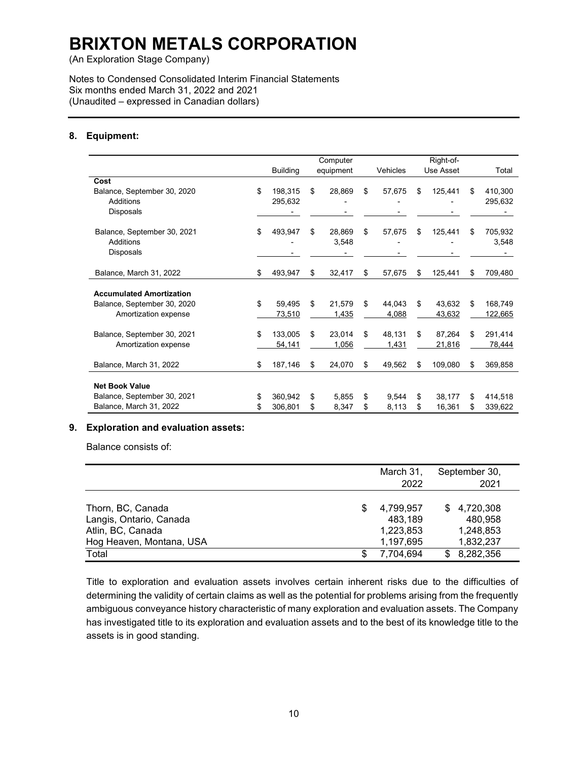# BRIXTON METALS CORPORATION

(An Exploration Stage Company)

Notes to Condensed Consolidated Interim Financial Statements
Six months ended March 31, 2022 and 2021
(Unaudited – expressed in Canadian dollars)

## 8. Equipment:

| | Building | Computer equipment | Vehicles | Right-of-Use Asset | Total |
|---|---|---|---|---|---|
| **Cost** | | | | | |
| Balance, September 30, 2020 | $ 198,315 | $ 28,869 | $ 57,675 | $ 125,441 | $ 410,300 |
| Additions | 295,632 | - | - | - | 295,632 |
| Disposals | - | - | - | - | - |
| Balance, September 30, 2021 | $ 493,947 | $ 28,869 | $ 57,675 | $ 125,441 | $ 705,932 |
| Additions | - | 3,548 | - | - | 3,548 |
| Disposals | - | - | - | - | - |
| Balance, March 31, 2022 | $ 493,947 | $ 32,417 | $ 57,675 | $ 125,441 | $ 709,480 |
| **Accumulated Amortization** | | | | | |
| Balance, September 30, 2020 | $ 59,495 | $ 21,579 | $ 44,043 | $ 43,632 | $ 168,749 |
| Amortization expense | 73,510 | 1,435 | 4,088 | 43,632 | 122,665 |
| Balance, September 30, 2021 | $ 133,005 | $ 23,014 | $ 48,131 | $ 87,264 | $ 291,414 |
| Amortization expense | 54,141 | 1,056 | 1,431 | 21,816 | 78,444 |
| Balance, March 31, 2022 | $ 187,146 | $ 24,070 | $ 49,562 | $ 109,080 | $ 369,858 |
| **Net Book Value** | | | | | |
| Balance, September 30, 2021 | $ 360,942 | $ 5,855 | $ 9,544 | $ 38,177 | $ 414,518 |
| Balance, March 31, 2022 | $ 306,801 | $ 8,347 | $ 8,113 | $ 16,361 | $ 339,622 |

## 9. Exploration and evaluation assets:

Balance consists of:

| | March 31, 2022 | September 30, 2021 |
|---|---|---|
| Thorn, BC, Canada | $ 4,799,957 | $ 4,720,308 |
| Langis, Ontario, Canada | 483,189 | 480,958 |
| Atlin, BC, Canada | 1,223,853 | 1,248,853 |
| Hog Heaven, Montana, USA | 1,197,695 | 1,832,237 |
| Total | $ 7,704,694 | $ 8,282,356 |

Title to exploration and evaluation assets involves certain inherent risks due to the difficulties of determining the validity of certain claims as well as the potential for problems arising from the frequently ambiguous conveyance history characteristic of many exploration and evaluation assets. The Company has investigated title to its exploration and evaluation assets and to the best of its knowledge title to the assets is in good standing.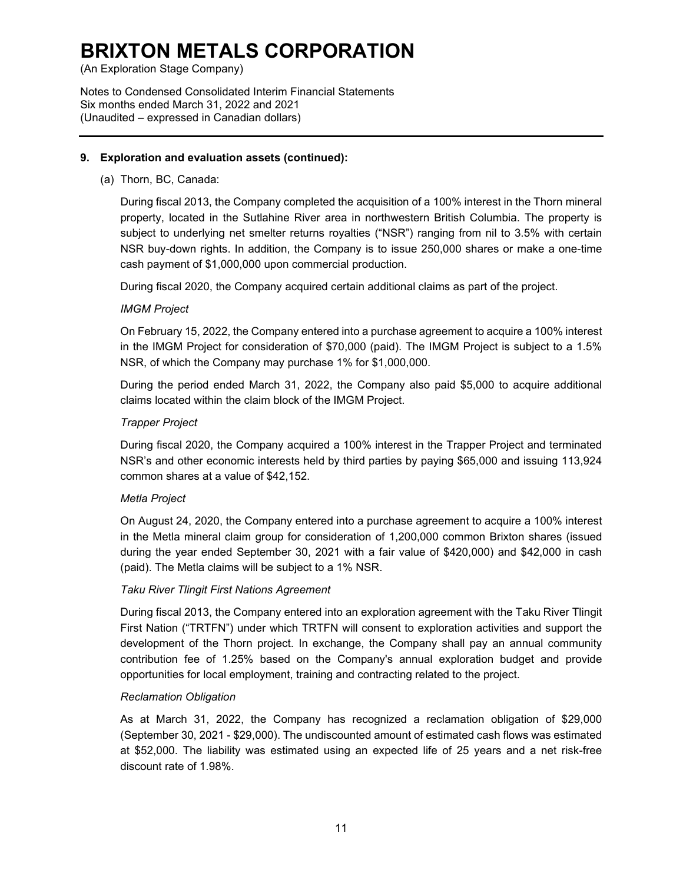## 9. Exploration and evaluation assets (continued):

(a) Thorn, BC, Canada:

During fiscal 2013, the Company completed the acquisition of a 100% interest in the Thorn mineral property, located in the Sutlahine River area in northwestern British Columbia. The property is subject to underlying net smelter returns royalties ("NSR") ranging from nil to 3.5% with certain NSR buy-down rights. In addition, the Company is to issue 250,000 shares or make a one-time cash payment of $1,000,000 upon commercial production.

During fiscal 2020, the Company acquired certain additional claims as part of the project.

*IMGM Project*

On February 15, 2022, the Company entered into a purchase agreement to acquire a 100% interest in the IMGM Project for consideration of $70,000 (paid). The IMGM Project is subject to a 1.5% NSR, of which the Company may purchase 1% for $1,000,000.

During the period ended March 31, 2022, the Company also paid $5,000 to acquire additional claims located within the claim block of the IMGM Project.

*Trapper Project*

During fiscal 2020, the Company acquired a 100% interest in the Trapper Project and terminated NSR's and other economic interests held by third parties by paying $65,000 and issuing 113,924 common shares at a value of $42,152.

*Metla Project*

On August 24, 2020, the Company entered into a purchase agreement to acquire a 100% interest in the Metla mineral claim group for consideration of 1,200,000 common Brixton shares (issued during the year ended September 30, 2021 with a fair value of $420,000) and $42,000 in cash (paid). The Metla claims will be subject to a 1% NSR.

*Taku River Tlingit First Nations Agreement*

During fiscal 2013, the Company entered into an exploration agreement with the Taku River Tlingit First Nation ("TRTFN") under which TRTFN will consent to exploration activities and support the development of the Thorn project. In exchange, the Company shall pay an annual community contribution fee of 1.25% based on the Company's annual exploration budget and provide opportunities for local employment, training and contracting related to the project.

*Reclamation Obligation*

As at March 31, 2022, the Company has recognized a reclamation obligation of $29,000 (September 30, 2021 - $29,000). The undiscounted amount of estimated cash flows was estimated at $52,000. The liability was estimated using an expected life of 25 years and a net risk-free discount rate of 1.98%.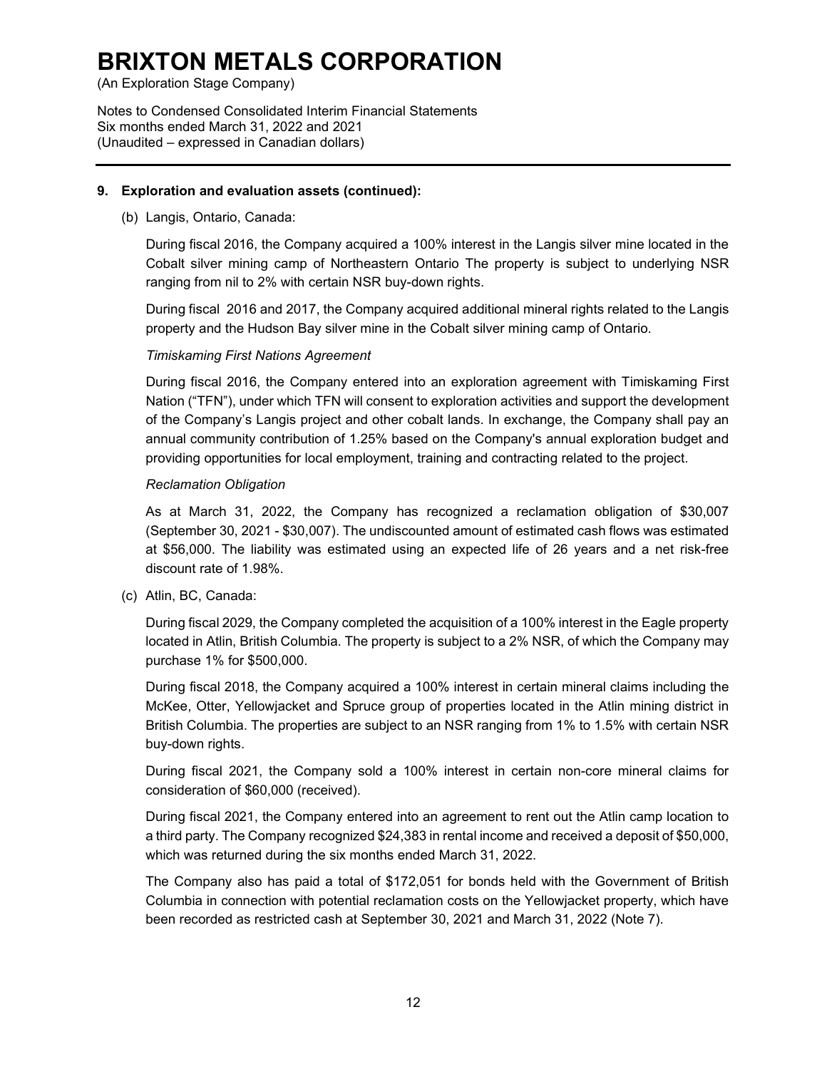# BRIXTON METALS CORPORATION

(An Exploration Stage Company)

Notes to Condensed Consolidated Interim Financial Statements
Six months ended March 31, 2022 and 2021
(Unaudited – expressed in Canadian dollars)

## 9. Exploration and evaluation assets (continued):

(b) Langis, Ontario, Canada:

During fiscal 2016, the Company acquired a 100% interest in the Langis silver mine located in the Cobalt silver mining camp of Northeastern Ontario The property is subject to underlying NSR ranging from nil to 2% with certain NSR buy-down rights.

During fiscal 2016 and 2017, the Company acquired additional mineral rights related to the Langis property and the Hudson Bay silver mine in the Cobalt silver mining camp of Ontario.

*Timiskaming First Nations Agreement*

During fiscal 2016, the Company entered into an exploration agreement with Timiskaming First Nation ("TFN"), under which TFN will consent to exploration activities and support the development of the Company's Langis project and other cobalt lands. In exchange, the Company shall pay an annual community contribution of 1.25% based on the Company's annual exploration budget and providing opportunities for local employment, training and contracting related to the project.

*Reclamation Obligation*

As at March 31, 2022, the Company has recognized a reclamation obligation of $30,007 (September 30, 2021 - $30,007). The undiscounted amount of estimated cash flows was estimated at $56,000. The liability was estimated using an expected life of 26 years and a net risk-free discount rate of 1.98%.

(c) Atlin, BC, Canada:

During fiscal 2029, the Company completed the acquisition of a 100% interest in the Eagle property located in Atlin, British Columbia. The property is subject to a 2% NSR, of which the Company may purchase 1% for $500,000.

During fiscal 2018, the Company acquired a 100% interest in certain mineral claims including the McKee, Otter, Yellowjacket and Spruce group of properties located in the Atlin mining district in British Columbia. The properties are subject to an NSR ranging from 1% to 1.5% with certain NSR buy-down rights.

During fiscal 2021, the Company sold a 100% interest in certain non-core mineral claims for consideration of $60,000 (received).

During fiscal 2021, the Company entered into an agreement to rent out the Atlin camp location to a third party. The Company recognized $24,383 in rental income and received a deposit of $50,000, which was returned during the six months ended March 31, 2022.

The Company also has paid a total of $172,051 for bonds held with the Government of British Columbia in connection with potential reclamation costs on the Yellowjacket property, which have been recorded as restricted cash at September 30, 2021 and March 31, 2022 (Note 7).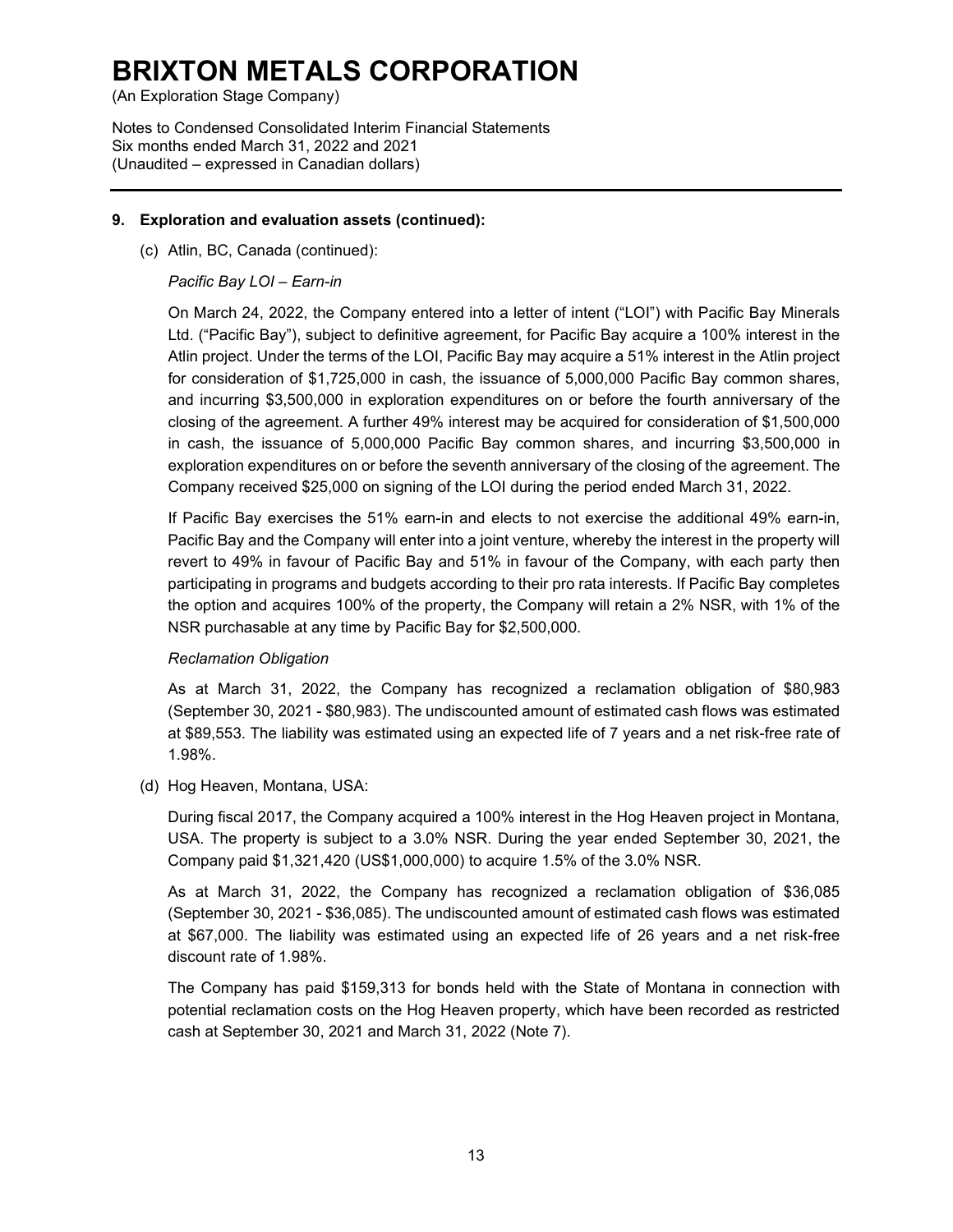### 9. Exploration and evaluation assets (continued):

(c) Atlin, BC, Canada (continued):

*Pacific Bay LOI – Earn-in*

On March 24, 2022, the Company entered into a letter of intent ("LOI") with Pacific Bay Minerals Ltd. ("Pacific Bay"), subject to definitive agreement, for Pacific Bay acquire a 100% interest in the Atlin project. Under the terms of the LOI, Pacific Bay may acquire a 51% interest in the Atlin project for consideration of $1,725,000 in cash, the issuance of 5,000,000 Pacific Bay common shares, and incurring $3,500,000 in exploration expenditures on or before the fourth anniversary of the closing of the agreement. A further 49% interest may be acquired for consideration of $1,500,000 in cash, the issuance of 5,000,000 Pacific Bay common shares, and incurring $3,500,000 in exploration expenditures on or before the seventh anniversary of the closing of the agreement. The Company received $25,000 on signing of the LOI during the period ended March 31, 2022.

If Pacific Bay exercises the 51% earn-in and elects to not exercise the additional 49% earn-in, Pacific Bay and the Company will enter into a joint venture, whereby the interest in the property will revert to 49% in favour of Pacific Bay and 51% in favour of the Company, with each party then participating in programs and budgets according to their pro rata interests. If Pacific Bay completes the option and acquires 100% of the property, the Company will retain a 2% NSR, with 1% of the NSR purchasable at any time by Pacific Bay for $2,500,000.

*Reclamation Obligation*

As at March 31, 2022, the Company has recognized a reclamation obligation of $80,983 (September 30, 2021 - $80,983). The undiscounted amount of estimated cash flows was estimated at $89,553. The liability was estimated using an expected life of 7 years and a net risk-free rate of 1.98%.

(d) Hog Heaven, Montana, USA:

During fiscal 2017, the Company acquired a 100% interest in the Hog Heaven project in Montana, USA. The property is subject to a 3.0% NSR. During the year ended September 30, 2021, the Company paid $1,321,420 (US$1,000,000) to acquire 1.5% of the 3.0% NSR.

As at March 31, 2022, the Company has recognized a reclamation obligation of $36,085 (September 30, 2021 - $36,085). The undiscounted amount of estimated cash flows was estimated at $67,000. The liability was estimated using an expected life of 26 years and a net risk-free discount rate of 1.98%.

The Company has paid $159,313 for bonds held with the State of Montana in connection with potential reclamation costs on the Hog Heaven property, which have been recorded as restricted cash at September 30, 2021 and March 31, 2022 (Note 7).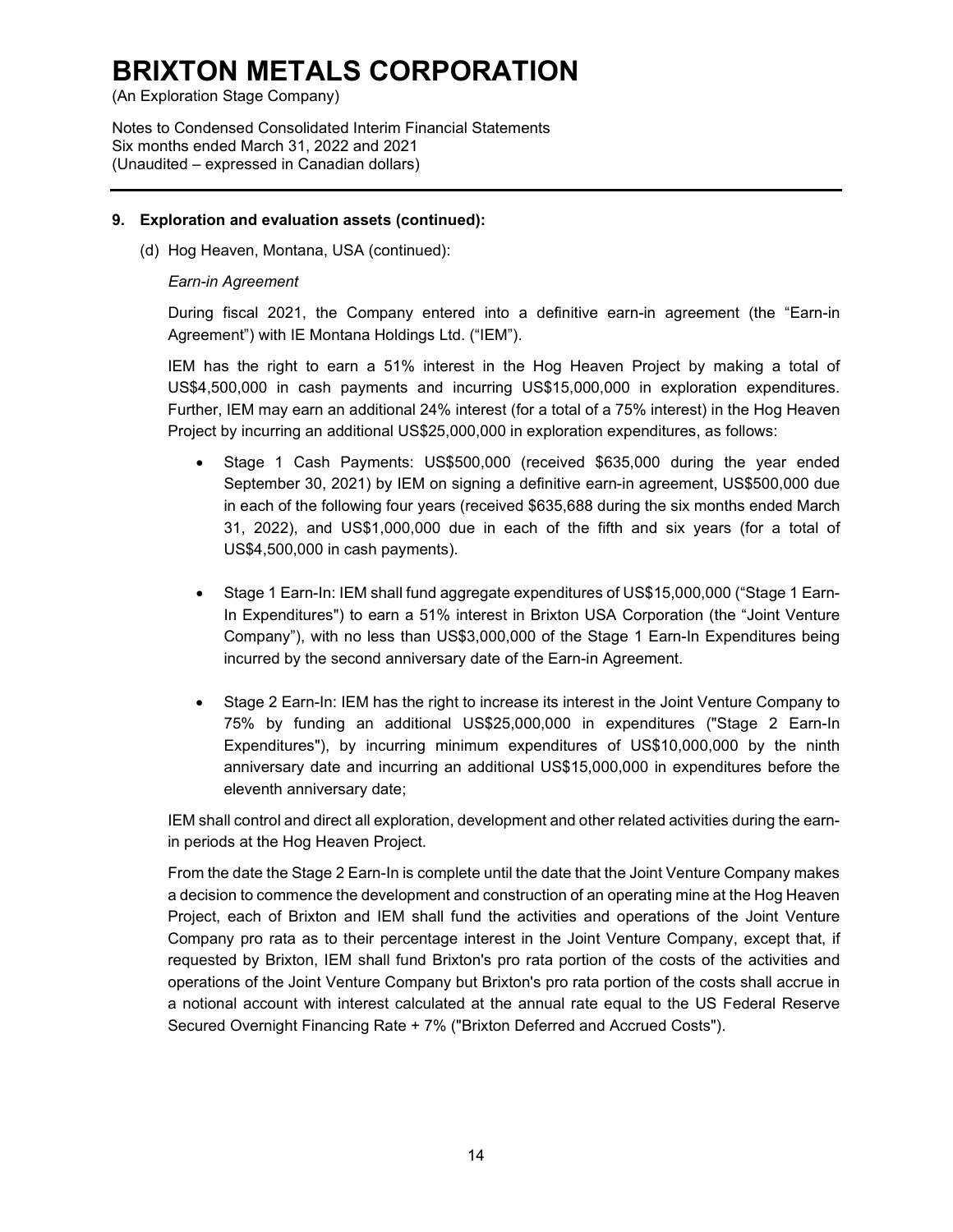# BRIXTON METALS CORPORATION

(An Exploration Stage Company)

Notes to Condensed Consolidated Interim Financial Statements
Six months ended March 31, 2022 and 2021
(Unaudited – expressed in Canadian dollars)

---

**9. Exploration and evaluation assets (continued):**

(d) Hog Heaven, Montana, USA (continued):

*Earn-in Agreement*

During fiscal 2021, the Company entered into a definitive earn-in agreement (the "Earn-in Agreement") with IE Montana Holdings Ltd. ("IEM").

IEM has the right to earn a 51% interest in the Hog Heaven Project by making a total of US$4,500,000 in cash payments and incurring US$15,000,000 in exploration expenditures. Further, IEM may earn an additional 24% interest (for a total of a 75% interest) in the Hog Heaven Project by incurring an additional US$25,000,000 in exploration expenditures, as follows:

- Stage 1 Cash Payments: US$500,000 (received $635,000 during the year ended September 30, 2021) by IEM on signing a definitive earn-in agreement, US$500,000 due in each of the following four years (received $635,688 during the six months ended March 31, 2022), and US$1,000,000 due in each of the fifth and six years (for a total of US$4,500,000 in cash payments).

- Stage 1 Earn-In: IEM shall fund aggregate expenditures of US$15,000,000 ("Stage 1 Earn-In Expenditures") to earn a 51% interest in Brixton USA Corporation (the "Joint Venture Company"), with no less than US$3,000,000 of the Stage 1 Earn-In Expenditures being incurred by the second anniversary date of the Earn-in Agreement.

- Stage 2 Earn-In: IEM has the right to increase its interest in the Joint Venture Company to 75% by funding an additional US$25,000,000 in expenditures ("Stage 2 Earn-In Expenditures"), by incurring minimum expenditures of US$10,000,000 by the ninth anniversary date and incurring an additional US$15,000,000 in expenditures before the eleventh anniversary date;

IEM shall control and direct all exploration, development and other related activities during the earn-in periods at the Hog Heaven Project.

From the date the Stage 2 Earn-In is complete until the date that the Joint Venture Company makes a decision to commence the development and construction of an operating mine at the Hog Heaven Project, each of Brixton and IEM shall fund the activities and operations of the Joint Venture Company pro rata as to their percentage interest in the Joint Venture Company, except that, if requested by Brixton, IEM shall fund Brixton's pro rata portion of the costs of the activities and operations of the Joint Venture Company but Brixton's pro rata portion of the costs shall accrue in a notional account with interest calculated at the annual rate equal to the US Federal Reserve Secured Overnight Financing Rate + 7% ("Brixton Deferred and Accrued Costs").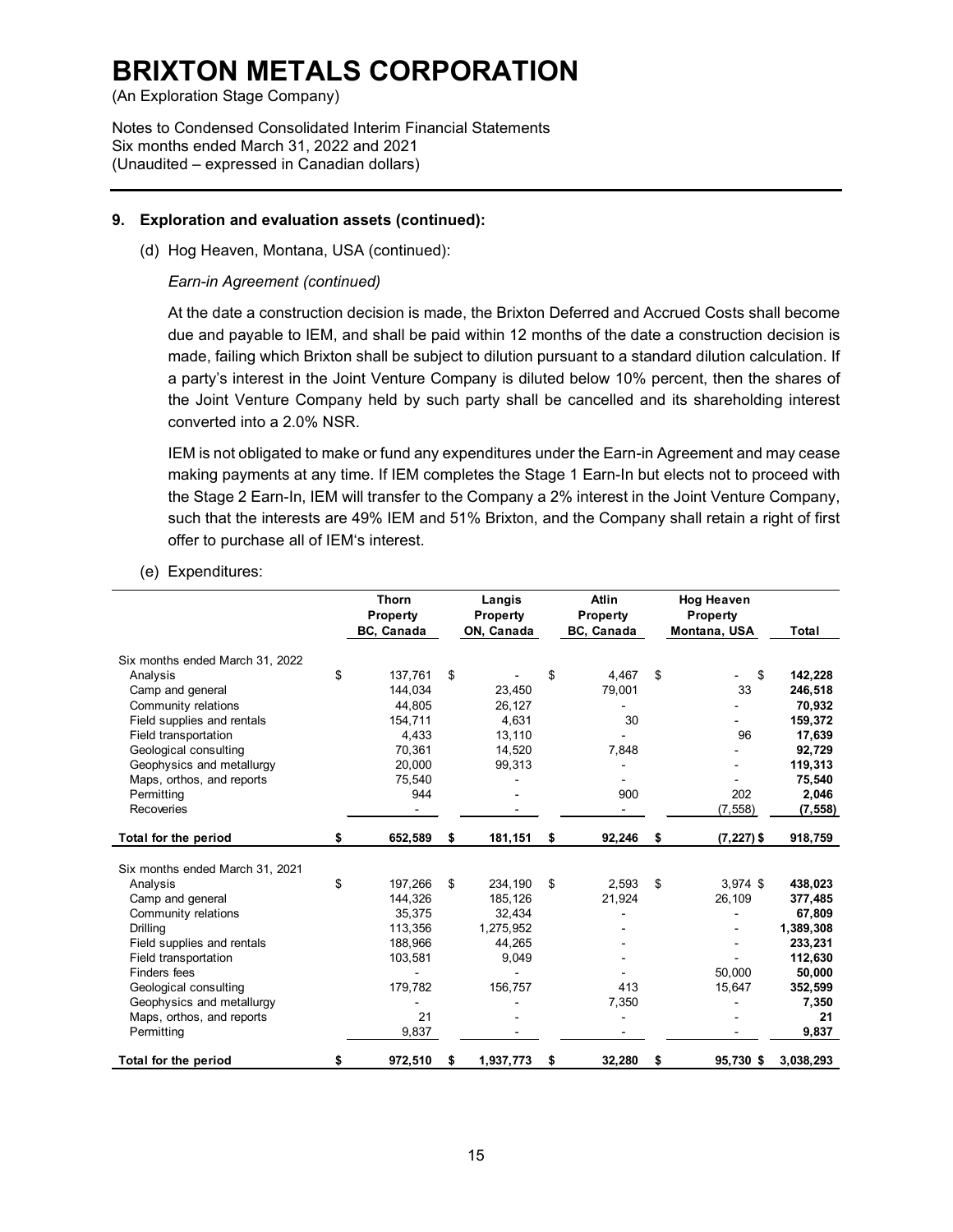# BRIXTON METALS CORPORATION

(An Exploration Stage Company)

Notes to Condensed Consolidated Interim Financial Statements
Six months ended March 31, 2022 and 2021
(Unaudited – expressed in Canadian dollars)

## 9. Exploration and evaluation assets (continued):

(d) Hog Heaven, Montana, USA (continued):

*Earn-in Agreement (continued)*

At the date a construction decision is made, the Brixton Deferred and Accrued Costs shall become due and payable to IEM, and shall be paid within 12 months of the date a construction decision is made, failing which Brixton shall be subject to dilution pursuant to a standard dilution calculation. If a party's interest in the Joint Venture Company is diluted below 10% percent, then the shares of the Joint Venture Company held by such party shall be cancelled and its shareholding interest converted into a 2.0% NSR.

IEM is not obligated to make or fund any expenditures under the Earn-in Agreement and may cease making payments at any time. If IEM completes the Stage 1 Earn-In but elects not to proceed with the Stage 2 Earn-In, IEM will transfer to the Company a 2% interest in the Joint Venture Company, such that the interests are 49% IEM and 51% Brixton, and the Company shall retain a right of first offer to purchase all of IEM's interest.

(e) Expenditures:

| | Thorn Property BC, Canada | Langis Property ON, Canada | Atlin Property BC, Canada | Hog Heaven Property Montana, USA | Total |
|---|---|---|---|---|---|
| Six months ended March 31, 2022 | | | | | |
| Analysis | $ 137,761 | $ - | $ 4,467 | $ - | $ 142,228 |
| Camp and general | 144,034 | 23,450 | 79,001 | 33 | 246,518 |
| Community relations | 44,805 | 26,127 | - | - | 70,932 |
| Field supplies and rentals | 154,711 | 4,631 | 30 | - | 159,372 |
| Field transportation | 4,433 | 13,110 | - | 96 | 17,639 |
| Geological consulting | 70,361 | 14,520 | 7,848 | - | 92,729 |
| Geophysics and metallurgy | 20,000 | 99,313 | - | - | 119,313 |
| Maps, orthos, and reports | 75,540 | - | - | - | 75,540 |
| Permitting | 944 | - | 900 | 202 | 2,046 |
| Recoveries | - | - | - | (7,558) | (7,558) |
| **Total for the period** | **$ 652,589** | **$ 181,151** | **$ 92,246** | **$ (7,227)** | **$ 918,759** |
| Six months ended March 31, 2021 | | | | | |
| Analysis | $ 197,266 | $ 234,190 | $ 2,593 | $ 3,974 | $ 438,023 |
| Camp and general | 144,326 | 185,126 | 21,924 | 26,109 | 377,485 |
| Community relations | 35,375 | 32,434 | - | - | 67,809 |
| Drilling | 113,356 | 1,275,952 | - | - | 1,389,308 |
| Field supplies and rentals | 188,966 | 44,265 | - | - | 233,231 |
| Field transportation | 103,581 | 9,049 | - | - | 112,630 |
| Finders fees | - | - | - | 50,000 | 50,000 |
| Geological consulting | 179,782 | 156,757 | 413 | 15,647 | 352,599 |
| Geophysics and metallurgy | - | - | 7,350 | - | 7,350 |
| Maps, orthos, and reports | 21 | - | - | - | 21 |
| Permitting | 9,837 | - | - | - | 9,837 |
| **Total for the period** | **$ 972,510** | **$ 1,937,773** | **$ 32,280** | **$ 95,730** | **$ 3,038,293** |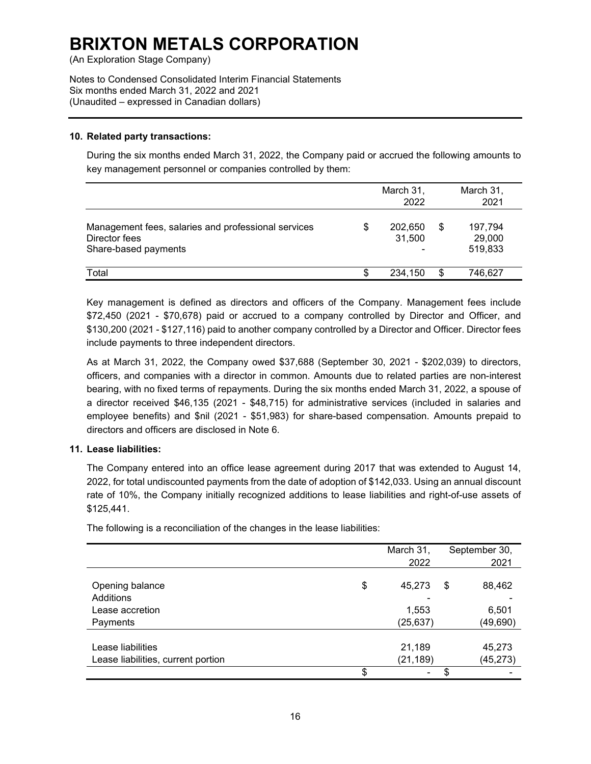# BRIXTON METALS CORPORATION

(An Exploration Stage Company)

Notes to Condensed Consolidated Interim Financial Statements
Six months ended March 31, 2022 and 2021
(Unaudited – expressed in Canadian dollars)

### 10. Related party transactions:

During the six months ended March 31, 2022, the Company paid or accrued the following amounts to key management personnel or companies controlled by them:

| | March 31, 2022 | March 31, 2021 |
|---|---|---|
| Management fees, salaries and professional services | $ 202,650 | $ 197,794 |
| Director fees | 31,500 | 29,000 |
| Share-based payments | - | 519,833 |
| Total | $ 234,150 | $ 746,627 |

Key management is defined as directors and officers of the Company. Management fees include $72,450 (2021 - $70,678) paid or accrued to a company controlled by Director and Officer, and $130,200 (2021 - $127,116) paid to another company controlled by a Director and Officer. Director fees include payments to three independent directors.

As at March 31, 2022, the Company owed $37,688 (September 30, 2021 - $202,039) to directors, officers, and companies with a director in common. Amounts due to related parties are non-interest bearing, with no fixed terms of repayments. During the six months ended March 31, 2022, a spouse of a director received $46,135 (2021 - $48,715) for administrative services (included in salaries and employee benefits) and $nil (2021 - $51,983) for share-based compensation. Amounts prepaid to directors and officers are disclosed in Note 6.

### 11. Lease liabilities:

The Company entered into an office lease agreement during 2017 that was extended to August 14, 2022, for total undiscounted payments from the date of adoption of $142,033. Using an annual discount rate of 10%, the Company initially recognized additions to lease liabilities and right-of-use assets of $125,441.

The following is a reconciliation of the changes in the lease liabilities:

| | March 31, 2022 | September 30, 2021 |
|---|---|---|
| Opening balance | $ 45,273 | $ 88,462 |
| Additions | - | - |
| Lease accretion | 1,553 | 6,501 |
| Payments | (25,637) | (49,690) |
| Lease liabilities | 21,189 | 45,273 |
| Lease liabilities, current portion | (21,189) | (45,273) |
| | $ - | $ - |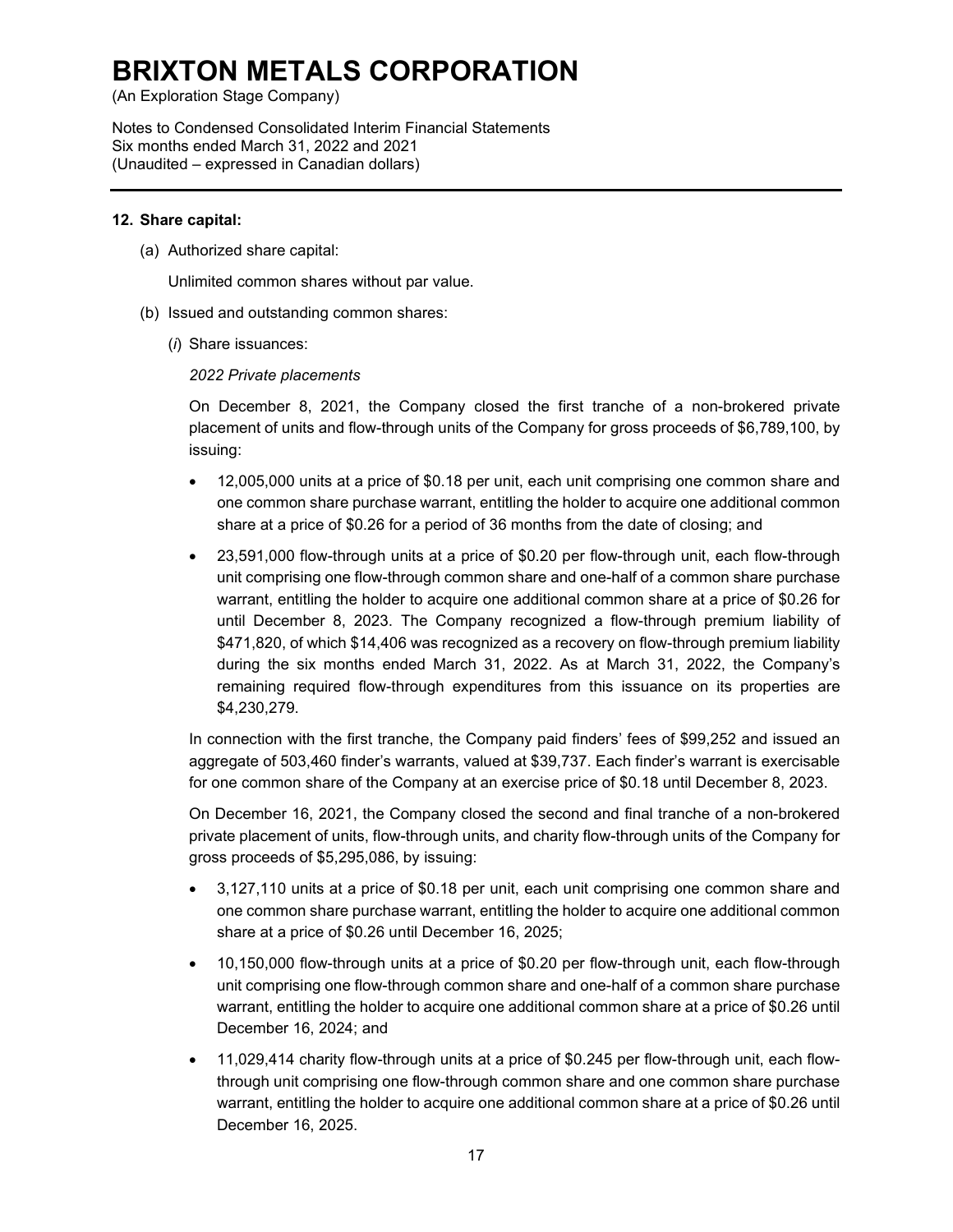## 12. Share capital:

(a) Authorized share capital:

Unlimited common shares without par value.

(b) Issued and outstanding common shares:

(*i*) Share issuances:

*2022 Private placements*

On December 8, 2021, the Company closed the first tranche of a non-brokered private placement of units and flow-through units of the Company for gross proceeds of $6,789,100, by issuing:

- 12,005,000 units at a price of $0.18 per unit, each unit comprising one common share and one common share purchase warrant, entitling the holder to acquire one additional common share at a price of $0.26 for a period of 36 months from the date of closing; and
- 23,591,000 flow-through units at a price of $0.20 per flow-through unit, each flow-through unit comprising one flow-through common share and one-half of a common share purchase warrant, entitling the holder to acquire one additional common share at a price of $0.26 for until December 8, 2023. The Company recognized a flow-through premium liability of $471,820, of which $14,406 was recognized as a recovery on flow-through premium liability during the six months ended March 31, 2022. As at March 31, 2022, the Company's remaining required flow-through expenditures from this issuance on its properties are $4,230,279.

In connection with the first tranche, the Company paid finders' fees of $99,252 and issued an aggregate of 503,460 finder's warrants, valued at $39,737. Each finder's warrant is exercisable for one common share of the Company at an exercise price of $0.18 until December 8, 2023.

On December 16, 2021, the Company closed the second and final tranche of a non-brokered private placement of units, flow-through units, and charity flow-through units of the Company for gross proceeds of $5,295,086, by issuing:

- 3,127,110 units at a price of $0.18 per unit, each unit comprising one common share and one common share purchase warrant, entitling the holder to acquire one additional common share at a price of $0.26 until December 16, 2025;
- 10,150,000 flow-through units at a price of $0.20 per flow-through unit, each flow-through unit comprising one flow-through common share and one-half of a common share purchase warrant, entitling the holder to acquire one additional common share at a price of $0.26 until December 16, 2024; and
- 11,029,414 charity flow-through units at a price of $0.245 per flow-through unit, each flow-through unit comprising one flow-through common share and one common share purchase warrant, entitling the holder to acquire one additional common share at a price of $0.26 until December 16, 2025.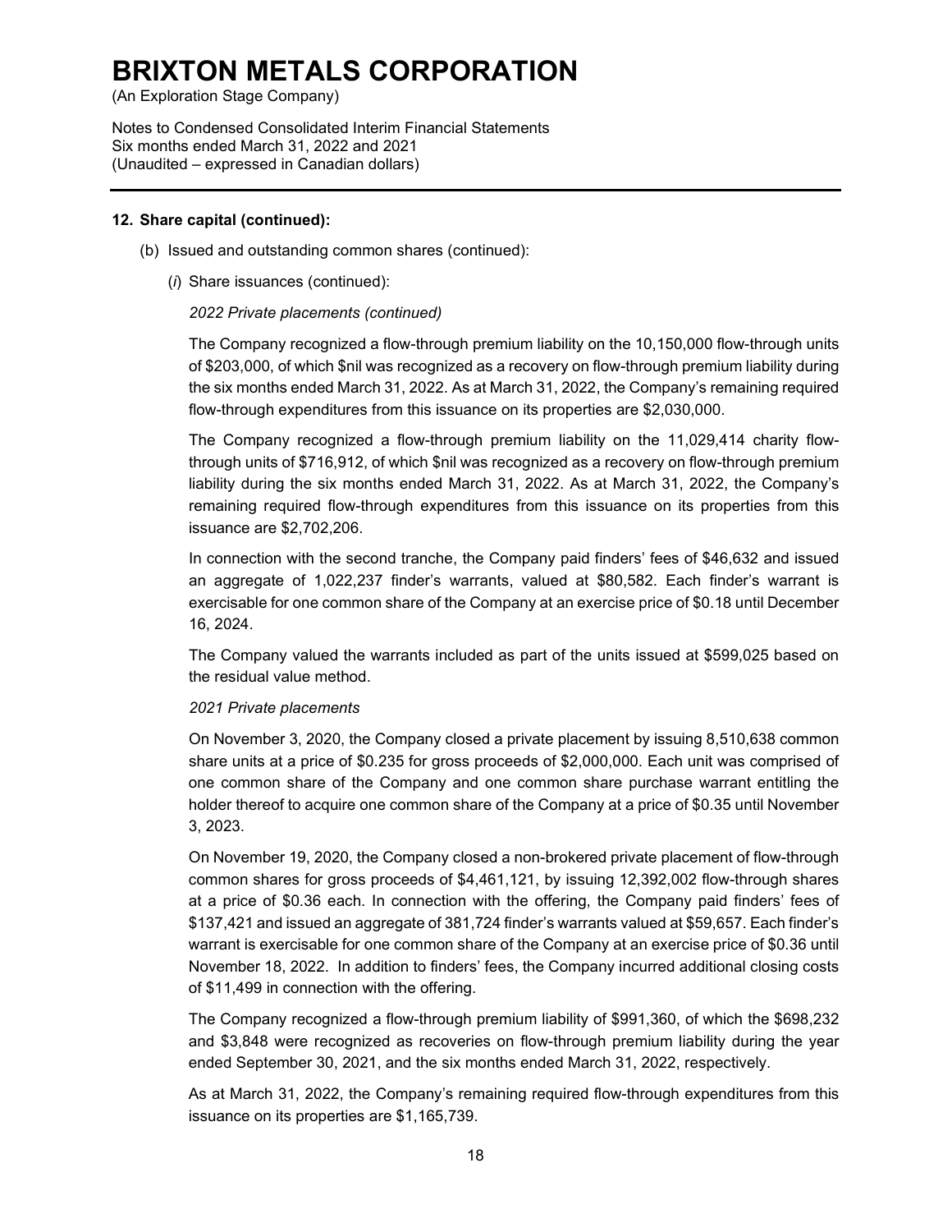# BRIXTON METALS CORPORATION

(An Exploration Stage Company)

Notes to Condensed Consolidated Interim Financial Statements
Six months ended March 31, 2022 and 2021
(Unaudited – expressed in Canadian dollars)

**12. Share capital (continued):**

(b) Issued and outstanding common shares (continued):

(*i*) Share issuances (continued):

*2022 Private placements (continued)*

The Company recognized a flow-through premium liability on the 10,150,000 flow-through units of $203,000, of which $nil was recognized as a recovery on flow-through premium liability during the six months ended March 31, 2022. As at March 31, 2022, the Company's remaining required flow-through expenditures from this issuance on its properties are $2,030,000.

The Company recognized a flow-through premium liability on the 11,029,414 charity flow-through units of $716,912, of which $nil was recognized as a recovery on flow-through premium liability during the six months ended March 31, 2022. As at March 31, 2022, the Company's remaining required flow-through expenditures from this issuance on its properties from this issuance are $2,702,206.

In connection with the second tranche, the Company paid finders' fees of $46,632 and issued an aggregate of 1,022,237 finder's warrants, valued at $80,582. Each finder's warrant is exercisable for one common share of the Company at an exercise price of $0.18 until December 16, 2024.

The Company valued the warrants included as part of the units issued at $599,025 based on the residual value method.

*2021 Private placements*

On November 3, 2020, the Company closed a private placement by issuing 8,510,638 common share units at a price of $0.235 for gross proceeds of $2,000,000. Each unit was comprised of one common share of the Company and one common share purchase warrant entitling the holder thereof to acquire one common share of the Company at a price of $0.35 until November 3, 2023.

On November 19, 2020, the Company closed a non-brokered private placement of flow-through common shares for gross proceeds of $4,461,121, by issuing 12,392,002 flow-through shares at a price of $0.36 each. In connection with the offering, the Company paid finders' fees of $137,421 and issued an aggregate of 381,724 finder's warrants valued at $59,657. Each finder's warrant is exercisable for one common share of the Company at an exercise price of $0.36 until November 18, 2022. In addition to finders' fees, the Company incurred additional closing costs of $11,499 in connection with the offering.

The Company recognized a flow-through premium liability of $991,360, of which the $698,232 and $3,848 were recognized as recoveries on flow-through premium liability during the year ended September 30, 2021, and the six months ended March 31, 2022, respectively.

As at March 31, 2022, the Company's remaining required flow-through expenditures from this issuance on its properties are $1,165,739.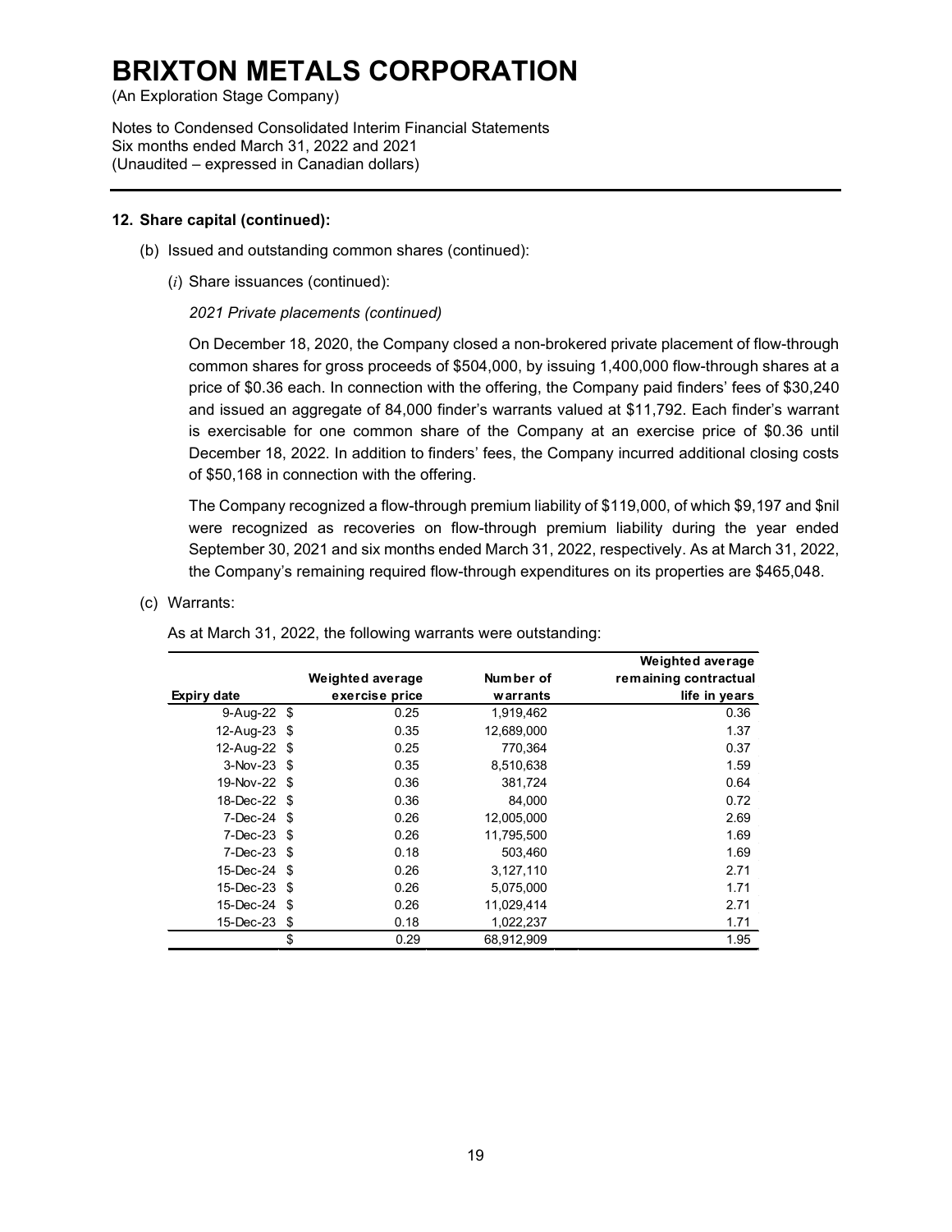# BRIXTON METALS CORPORATION

(An Exploration Stage Company)

Notes to Condensed Consolidated Interim Financial Statements
Six months ended March 31, 2022 and 2021
(Unaudited – expressed in Canadian dollars)

## 12. Share capital (continued):

(b) Issued and outstanding common shares (continued):

(*i*) Share issuances (continued):

*2021 Private placements (continued)*

On December 18, 2020, the Company closed a non-brokered private placement of flow-through common shares for gross proceeds of $504,000, by issuing 1,400,000 flow-through shares at a price of $0.36 each. In connection with the offering, the Company paid finders' fees of $30,240 and issued an aggregate of 84,000 finder's warrants valued at $11,792. Each finder's warrant is exercisable for one common share of the Company at an exercise price of $0.36 until December 18, 2022. In addition to finders' fees, the Company incurred additional closing costs of $50,168 in connection with the offering.

The Company recognized a flow-through premium liability of $119,000, of which $9,197 and $nil were recognized as recoveries on flow-through premium liability during the year ended September 30, 2021 and six months ended March 31, 2022, respectively. As at March 31, 2022, the Company's remaining required flow-through expenditures on its properties are $465,048.

(c) Warrants:

As at March 31, 2022, the following warrants were outstanding:

| Expiry date | Weighted average exercise price | Number of warrants | Weighted average remaining contractual life in years |
|---|---|---|---|
| 9-Aug-22 | $ 0.25 | 1,919,462 | 0.36 |
| 12-Aug-23 | $ 0.35 | 12,689,000 | 1.37 |
| 12-Aug-22 | $ 0.25 | 770,364 | 0.37 |
| 3-Nov-23 | $ 0.35 | 8,510,638 | 1.59 |
| 19-Nov-22 | $ 0.36 | 381,724 | 0.64 |
| 18-Dec-22 | $ 0.36 | 84,000 | 0.72 |
| 7-Dec-24 | $ 0.26 | 12,005,000 | 2.69 |
| 7-Dec-23 | $ 0.26 | 11,795,500 | 1.69 |
| 7-Dec-23 | $ 0.18 | 503,460 | 1.69 |
| 15-Dec-24 | $ 0.26 | 3,127,110 | 2.71 |
| 15-Dec-23 | $ 0.26 | 5,075,000 | 1.71 |
| 15-Dec-24 | $ 0.26 | 11,029,414 | 2.71 |
| 15-Dec-23 | $ 0.18 | 1,022,237 | 1.71 |
| | $ 0.29 | 68,912,909 | 1.95 |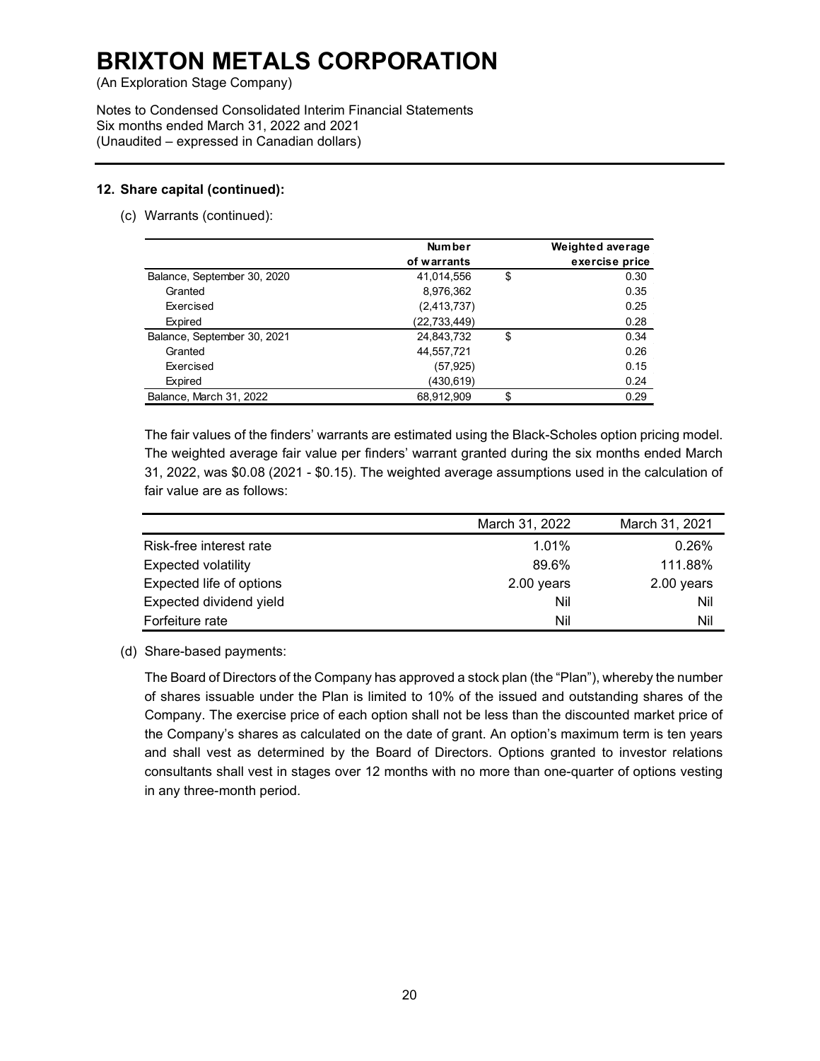# BRIXTON METALS CORPORATION

(An Exploration Stage Company)

Notes to Condensed Consolidated Interim Financial Statements
Six months ended March 31, 2022 and 2021
(Unaudited – expressed in Canadian dollars)

## 12. Share capital (continued):

(c) Warrants (continued):

| | Number of warrants | | Weighted average exercise price |
|---|---|---|---|
| Balance, September 30, 2020 | 41,014,556 | $ | 0.30 |
| Granted | 8,976,362 | | 0.35 |
| Exercised | (2,413,737) | | 0.25 |
| Expired | (22,733,449) | | 0.28 |
| Balance, September 30, 2021 | 24,843,732 | $ | 0.34 |
| Granted | 44,557,721 | | 0.26 |
| Exercised | (57,925) | | 0.15 |
| Expired | (430,619) | | 0.24 |
| Balance, March 31, 2022 | 68,912,909 | $ | 0.29 |

The fair values of the finders' warrants are estimated using the Black-Scholes option pricing model. The weighted average fair value per finders' warrant granted during the six months ended March 31, 2022, was $0.08 (2021 - $0.15). The weighted average assumptions used in the calculation of fair value are as follows:

| | March 31, 2022 | March 31, 2021 |
|---|---|---|
| Risk-free interest rate | 1.01% | 0.26% |
| Expected volatility | 89.6% | 111.88% |
| Expected life of options | 2.00 years | 2.00 years |
| Expected dividend yield | Nil | Nil |
| Forfeiture rate | Nil | Nil |

(d) Share-based payments:

The Board of Directors of the Company has approved a stock plan (the "Plan"), whereby the number of shares issuable under the Plan is limited to 10% of the issued and outstanding shares of the Company. The exercise price of each option shall not be less than the discounted market price of the Company's shares as calculated on the date of grant. An option's maximum term is ten years and shall vest as determined by the Board of Directors. Options granted to investor relations consultants shall vest in stages over 12 months with no more than one-quarter of options vesting in any three-month period.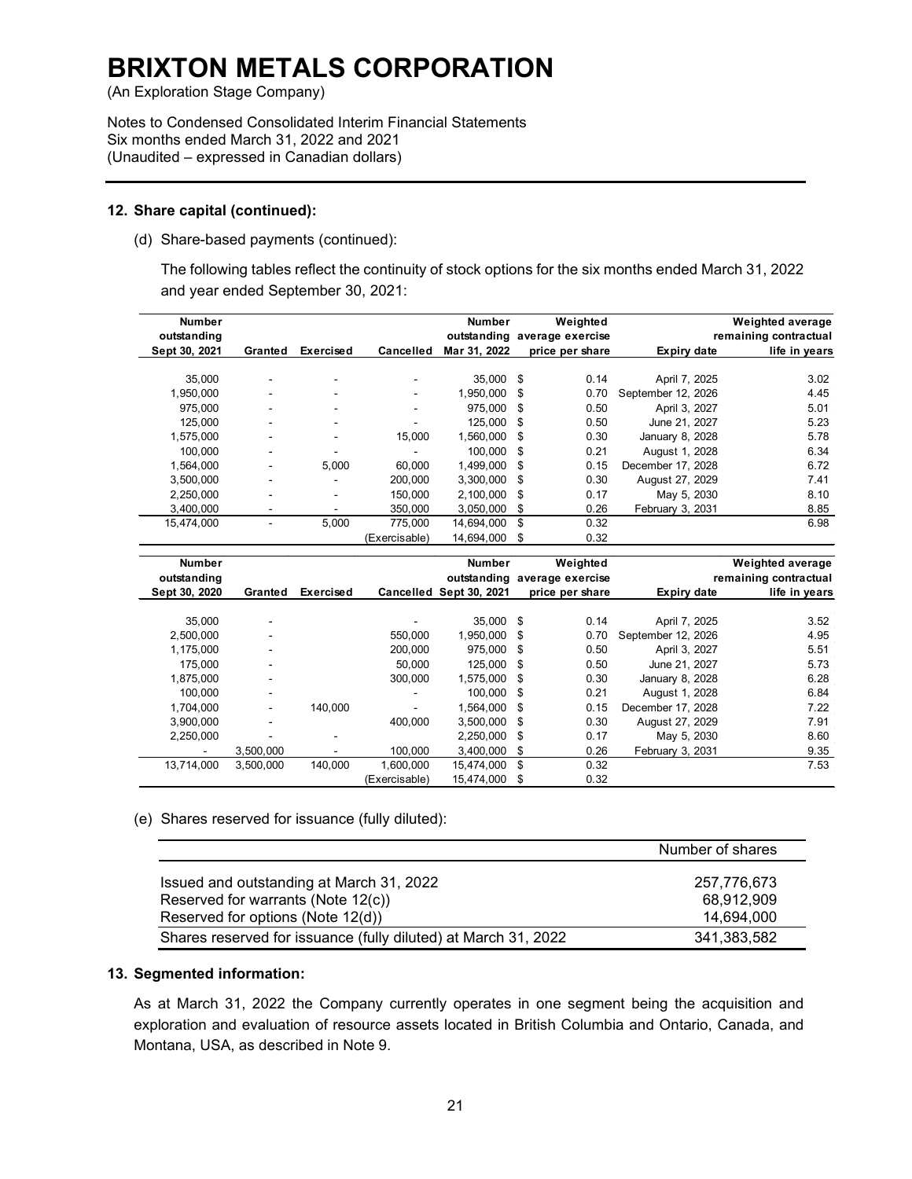# BRIXTON METALS CORPORATION

(An Exploration Stage Company)

Notes to Condensed Consolidated Interim Financial Statements
Six months ended March 31, 2022 and 2021
(Unaudited – expressed in Canadian dollars)

## 12. Share capital (continued):

(d) Share-based payments (continued):

The following tables reflect the continuity of stock options for the six months ended March 31, 2022 and year ended September 30, 2021:

| Number outstanding Sept 30, 2021 | Granted | Exercised | Cancelled | Number outstanding Mar 31, 2022 | Weighted average exercise price per share | Expiry date | Weighted average remaining contractual life in years |
|---|---|---|---|---|---|---|---|
| 35,000 | - | - | - | 35,000 | $ 0.14 | April 7, 2025 | 3.02 |
| 1,950,000 | - | - | - | 1,950,000 | $ 0.70 | September 12, 2026 | 4.45 |
| 975,000 | - | - | - | 975,000 | $ 0.50 | April 3, 2027 | 5.01 |
| 125,000 | - | - | - | 125,000 | $ 0.50 | June 21, 2027 | 5.23 |
| 1,575,000 | - | - | 15,000 | 1,560,000 | $ 0.30 | January 8, 2028 | 5.78 |
| 100,000 | - | - | - | 100,000 | $ 0.21 | August 1, 2028 | 6.34 |
| 1,564,000 | - | 5,000 | 60,000 | 1,499,000 | $ 0.15 | December 17, 2028 | 6.72 |
| 3,500,000 | - | - | 200,000 | 3,300,000 | $ 0.30 | August 27, 2029 | 7.41 |
| 2,250,000 | - | - | 150,000 | 2,100,000 | $ 0.17 | May 5, 2030 | 8.10 |
| 3,400,000 | - | - | 350,000 | 3,050,000 | $ 0.26 | February 3, 2031 | 8.85 |
| 15,474,000 | - | 5,000 | 775,000 | 14,694,000 | $ 0.32 | | 6.98 |
| | | | (Exercisable) | 14,694,000 | $ 0.32 | | |

| Number outstanding Sept 30, 2020 | Granted | Exercised | Cancelled | Number outstanding Sept 30, 2021 | Weighted average exercise price per share | Expiry date | Weighted average remaining contractual life in years |
|---|---|---|---|---|---|---|---|
| 35,000 | - | | - | 35,000 | $ 0.14 | April 7, 2025 | 3.52 |
| 2,500,000 | - | | 550,000 | 1,950,000 | $ 0.70 | September 12, 2026 | 4.95 |
| 1,175,000 | - | | 200,000 | 975,000 | $ 0.50 | April 3, 2027 | 5.51 |
| 175,000 | - | | 50,000 | 125,000 | $ 0.50 | June 21, 2027 | 5.73 |
| 1,875,000 | - | | 300,000 | 1,575,000 | $ 0.30 | January 8, 2028 | 6.28 |
| 100,000 | - | | - | 100,000 | $ 0.21 | August 1, 2028 | 6.84 |
| 1,704,000 | - | 140,000 | - | 1,564,000 | $ 0.15 | December 17, 2028 | 7.22 |
| 3,900,000 | - | | 400,000 | 3,500,000 | $ 0.30 | August 27, 2029 | 7.91 |
| 2,250,000 | - | - | | 2,250,000 | $ 0.17 | May 5, 2030 | 8.60 |
| - | 3,500,000 | - | 100,000 | 3,400,000 | $ 0.26 | February 3, 2031 | 9.35 |
| 13,714,000 | 3,500,000 | 140,000 | 1,600,000 | 15,474,000 | $ 0.32 | | 7.53 |
| | | | (Exercisable) | 15,474,000 | $ 0.32 | | |

(e) Shares reserved for issuance (fully diluted):

| | Number of shares |
|---|---|
| Issued and outstanding at March 31, 2022 | 257,776,673 |
| Reserved for warrants (Note 12(c)) | 68,912,909 |
| Reserved for options (Note 12(d)) | 14,694,000 |
| Shares reserved for issuance (fully diluted) at March 31, 2022 | 341,383,582 |

## 13. Segmented information:

As at March 31, 2022 the Company currently operates in one segment being the acquisition and exploration and evaluation of resource assets located in British Columbia and Ontario, Canada, and Montana, USA, as described in Note 9.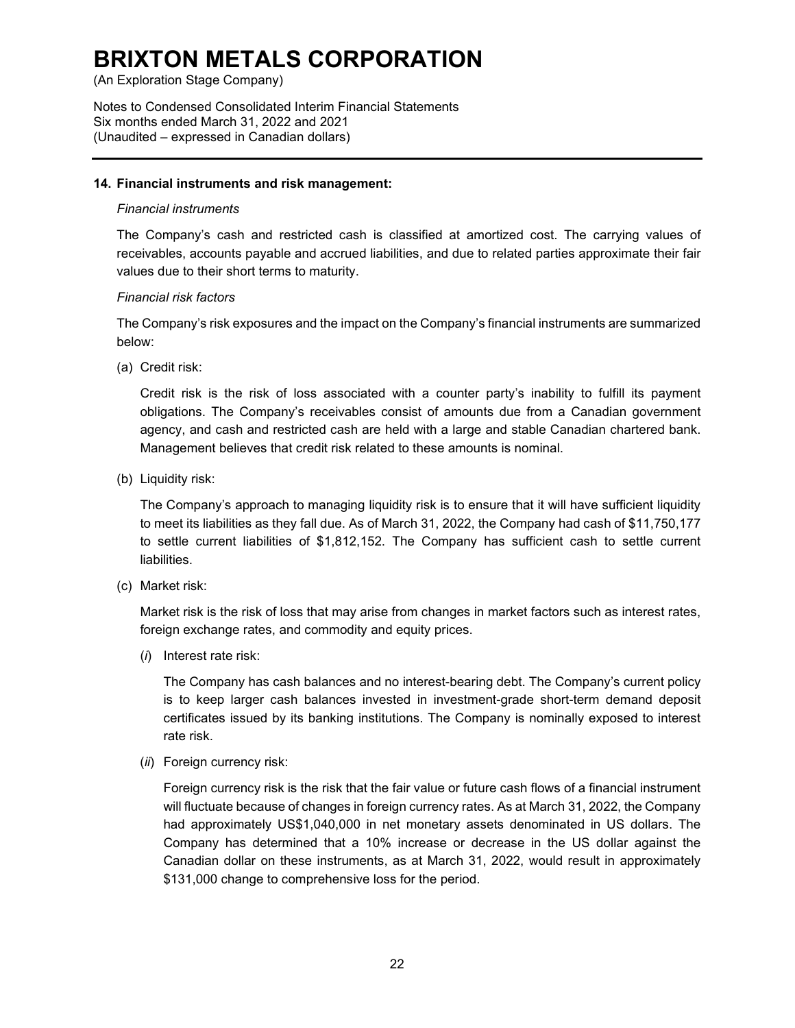## 14. Financial instruments and risk management:

*Financial instruments*

The Company's cash and restricted cash is classified at amortized cost. The carrying values of receivables, accounts payable and accrued liabilities, and due to related parties approximate their fair values due to their short terms to maturity.

*Financial risk factors*

The Company's risk exposures and the impact on the Company's financial instruments are summarized below:

(a) Credit risk:

Credit risk is the risk of loss associated with a counter party's inability to fulfill its payment obligations. The Company's receivables consist of amounts due from a Canadian government agency, and cash and restricted cash are held with a large and stable Canadian chartered bank. Management believes that credit risk related to these amounts is nominal.

(b) Liquidity risk:

The Company's approach to managing liquidity risk is to ensure that it will have sufficient liquidity to meet its liabilities as they fall due. As of March 31, 2022, the Company had cash of $11,750,177 to settle current liabilities of $1,812,152. The Company has sufficient cash to settle current liabilities.

(c) Market risk:

Market risk is the risk of loss that may arise from changes in market factors such as interest rates, foreign exchange rates, and commodity and equity prices.

(*i*) Interest rate risk:

The Company has cash balances and no interest-bearing debt. The Company's current policy is to keep larger cash balances invested in investment-grade short-term demand deposit certificates issued by its banking institutions. The Company is nominally exposed to interest rate risk.

(*ii*) Foreign currency risk:

Foreign currency risk is the risk that the fair value or future cash flows of a financial instrument will fluctuate because of changes in foreign currency rates. As at March 31, 2022, the Company had approximately US$1,040,000 in net monetary assets denominated in US dollars. The Company has determined that a 10% increase or decrease in the US dollar against the Canadian dollar on these instruments, as at March 31, 2022, would result in approximately $131,000 change to comprehensive loss for the period.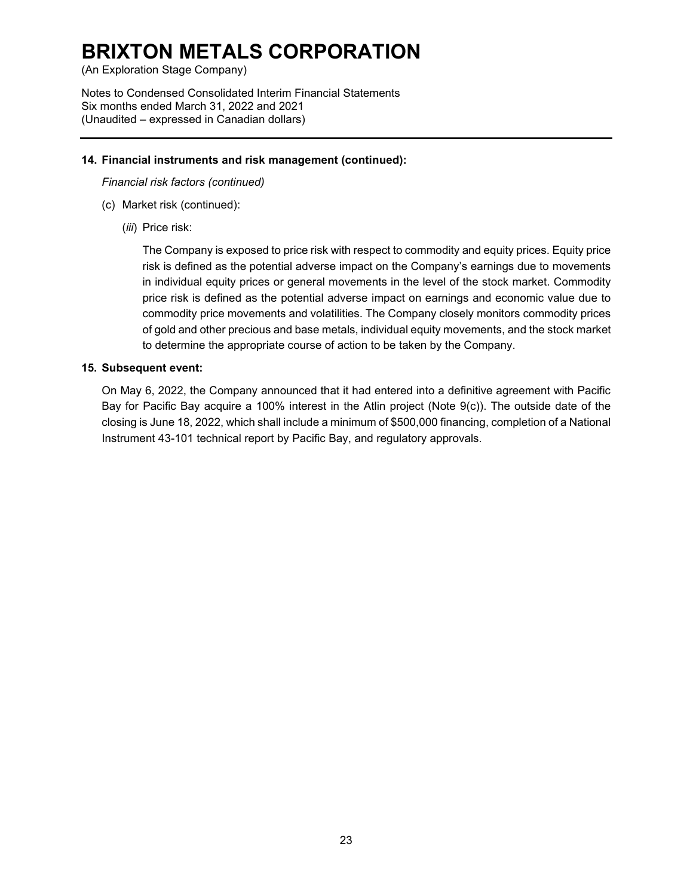## 14. Financial instruments and risk management (continued):

*Financial risk factors (continued)*

(c) Market risk (continued):

(*iii*) Price risk:

The Company is exposed to price risk with respect to commodity and equity prices. Equity price risk is defined as the potential adverse impact on the Company's earnings due to movements in individual equity prices or general movements in the level of the stock market. Commodity price risk is defined as the potential adverse impact on earnings and economic value due to commodity price movements and volatilities. The Company closely monitors commodity prices of gold and other precious and base metals, individual equity movements, and the stock market to determine the appropriate course of action to be taken by the Company.

## 15. Subsequent event:

On May 6, 2022, the Company announced that it had entered into a definitive agreement with Pacific Bay for Pacific Bay acquire a 100% interest in the Atlin project (Note 9(c)). The outside date of the closing is June 18, 2022, which shall include a minimum of $500,000 financing, completion of a National Instrument 43-101 technical report by Pacific Bay, and regulatory approvals.